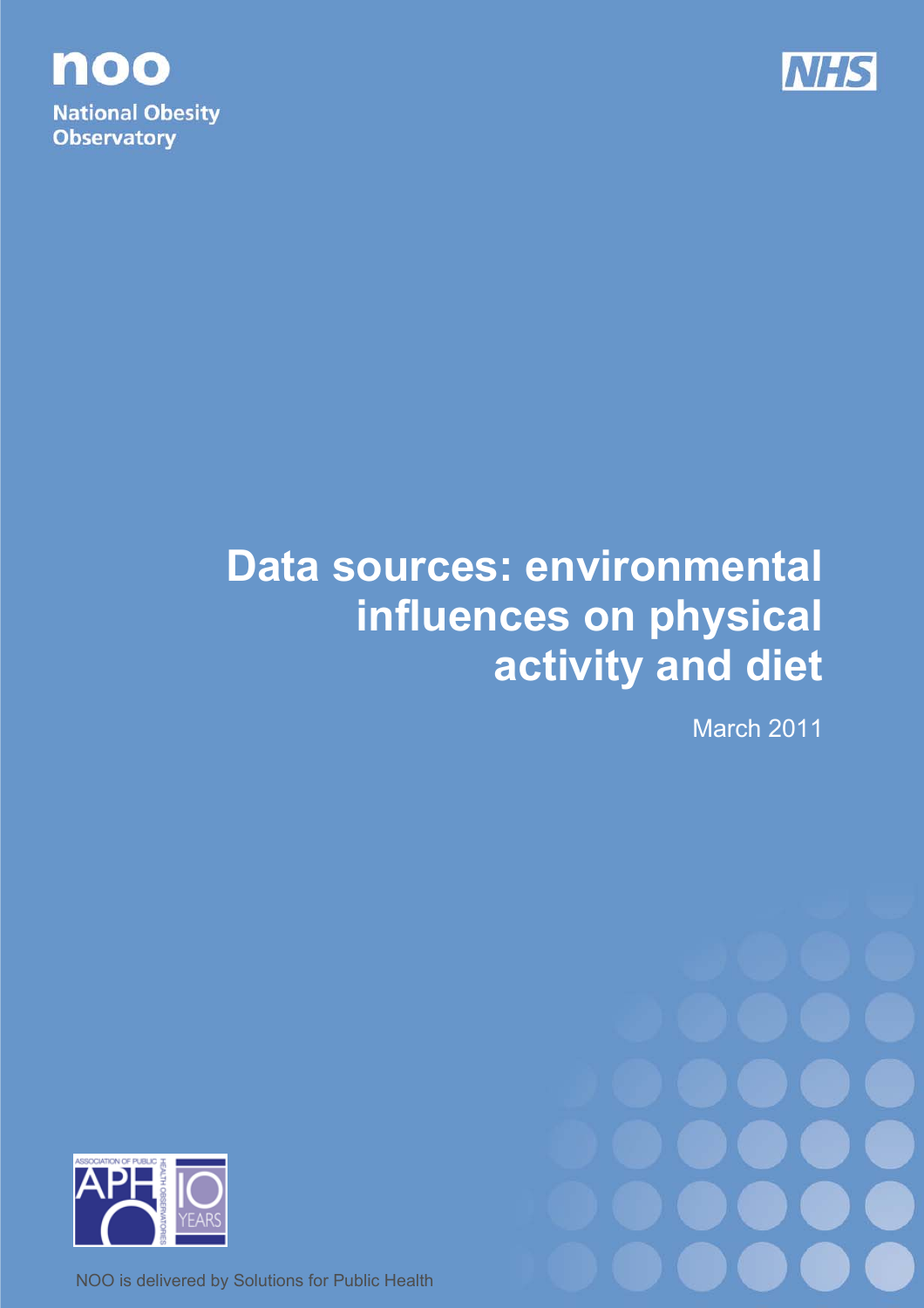noo

National Obesity Observatory

NHS

# Data sources: environmental influences on physical activity and diet

March 2011

ASSOCIATION OF PUBLIC HEALTH OBSERVATORIES APHO 10 YEARS

NOO is delivered by Solutions for Public Health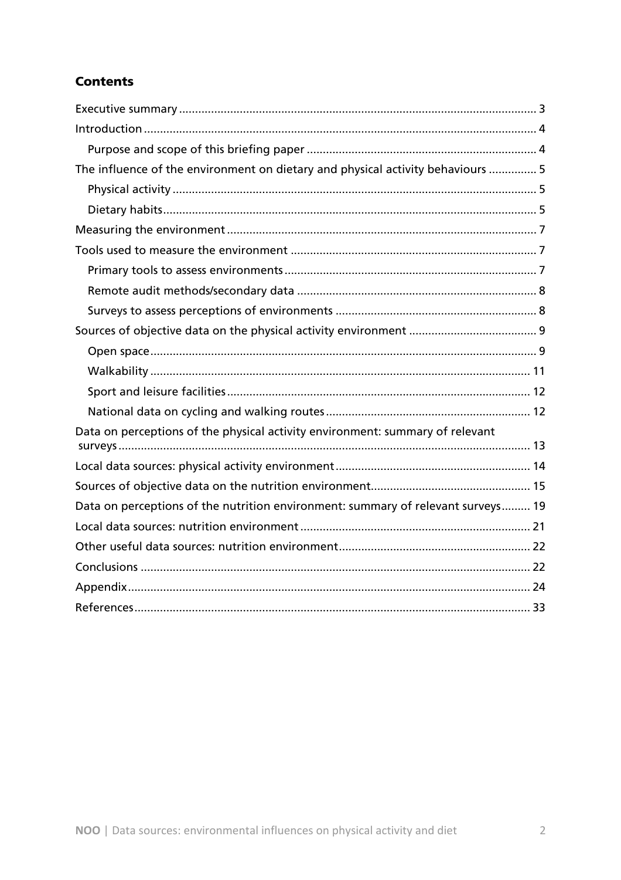## Contents

- Executive summary ... 3
- Introduction ... 4
  - Purpose and scope of this briefing paper ... 4
- The influence of the environment on dietary and physical activity behaviours ... 5
  - Physical activity ... 5
  - Dietary habits ... 5
- Measuring the environment ... 7
- Tools used to measure the environment ... 7
  - Primary tools to assess environments ... 7
  - Remote audit methods/secondary data ... 8
  - Surveys to assess perceptions of environments ... 8
- Sources of objective data on the physical activity environment ... 9
  - Open space ... 9
  - Walkability ... 11
  - Sport and leisure facilities ... 12
  - National data on cycling and walking routes ... 12
- Data on perceptions of the physical activity environment: summary of relevant surveys ... 13
- Local data sources: physical activity environment ... 14
- Sources of objective data on the nutrition environment ... 15
- Data on perceptions of the nutrition environment: summary of relevant surveys ... 19
- Local data sources: nutrition environment ... 21
- Other useful data sources: nutrition environment ... 22
- Conclusions ... 22
- Appendix ... 24
- References ... 33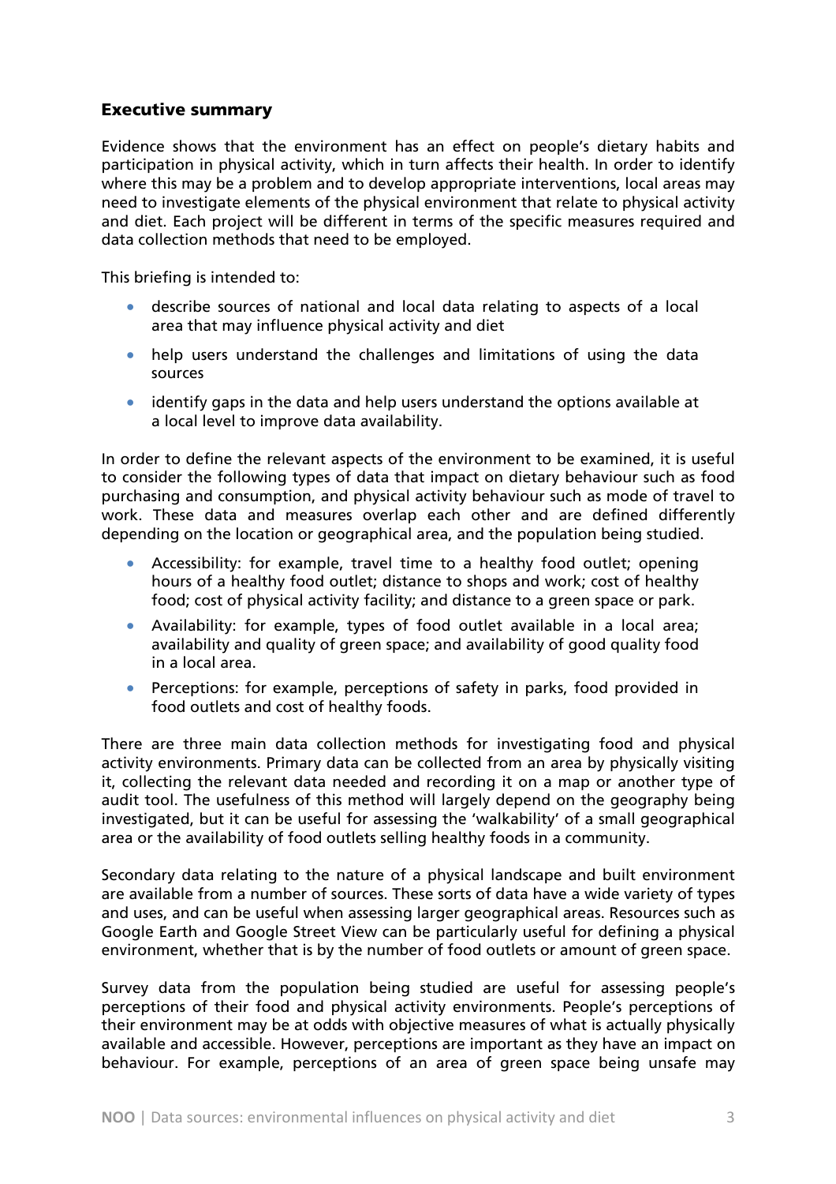## Executive summary

Evidence shows that the environment has an effect on people's dietary habits and participation in physical activity, which in turn affects their health. In order to identify where this may be a problem and to develop appropriate interventions, local areas may need to investigate elements of the physical environment that relate to physical activity and diet. Each project will be different in terms of the specific measures required and data collection methods that need to be employed.

This briefing is intended to:

- describe sources of national and local data relating to aspects of a local area that may influence physical activity and diet
- help users understand the challenges and limitations of using the data sources
- identify gaps in the data and help users understand the options available at a local level to improve data availability.

In order to define the relevant aspects of the environment to be examined, it is useful to consider the following types of data that impact on dietary behaviour such as food purchasing and consumption, and physical activity behaviour such as mode of travel to work. These data and measures overlap each other and are defined differently depending on the location or geographical area, and the population being studied.

- Accessibility: for example, travel time to a healthy food outlet; opening hours of a healthy food outlet; distance to shops and work; cost of healthy food; cost of physical activity facility; and distance to a green space or park.
- Availability: for example, types of food outlet available in a local area; availability and quality of green space; and availability of good quality food in a local area.
- Perceptions: for example, perceptions of safety in parks, food provided in food outlets and cost of healthy foods.

There are three main data collection methods for investigating food and physical activity environments. Primary data can be collected from an area by physically visiting it, collecting the relevant data needed and recording it on a map or another type of audit tool. The usefulness of this method will largely depend on the geography being investigated, but it can be useful for assessing the 'walkability' of a small geographical area or the availability of food outlets selling healthy foods in a community.

Secondary data relating to the nature of a physical landscape and built environment are available from a number of sources. These sorts of data have a wide variety of types and uses, and can be useful when assessing larger geographical areas. Resources such as Google Earth and Google Street View can be particularly useful for defining a physical environment, whether that is by the number of food outlets or amount of green space.

Survey data from the population being studied are useful for assessing people's perceptions of their food and physical activity environments. People's perceptions of their environment may be at odds with objective measures of what is actually physically available and accessible. However, perceptions are important as they have an impact on behaviour. For example, perceptions of an area of green space being unsafe may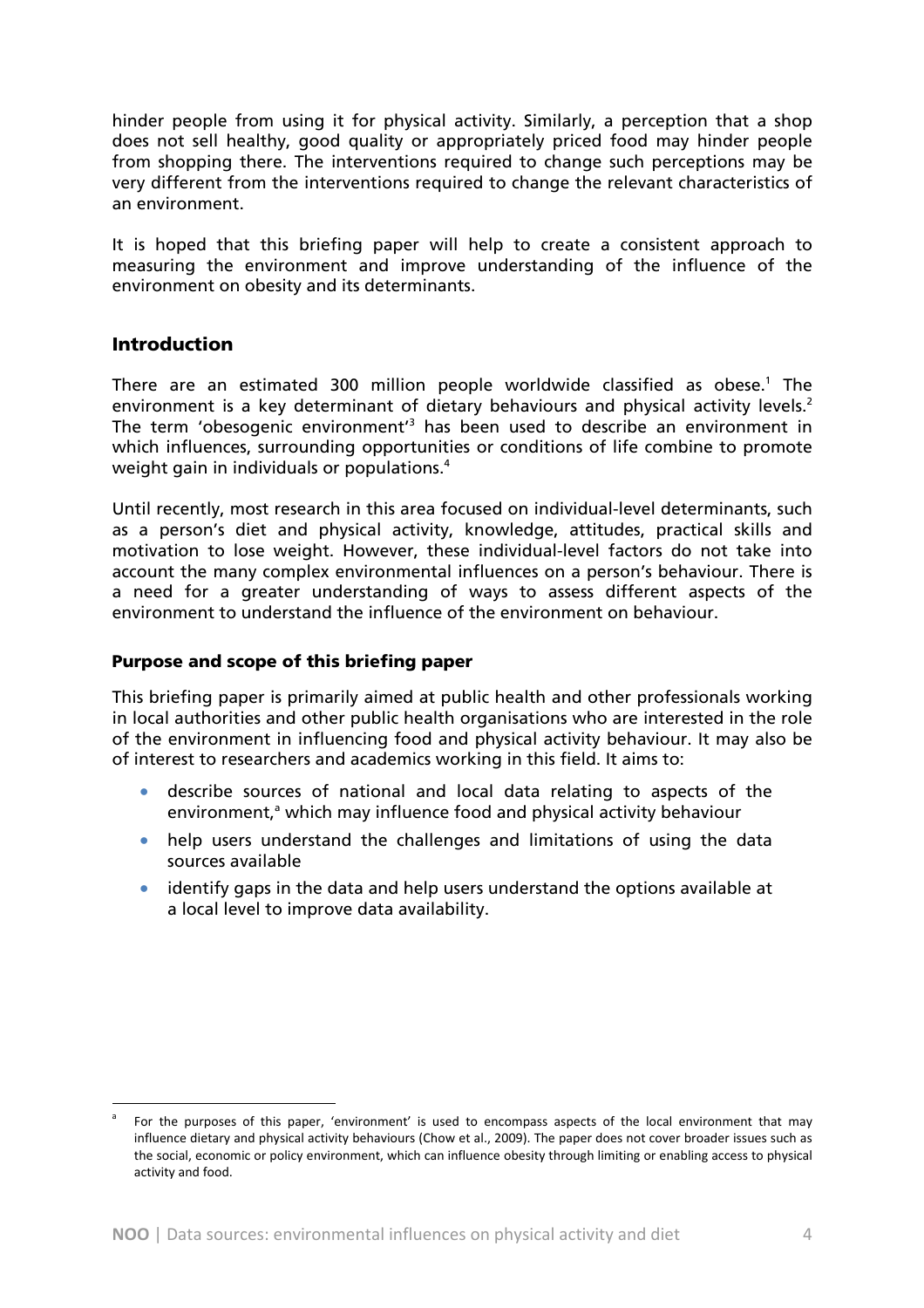hinder people from using it for physical activity. Similarly, a perception that a shop does not sell healthy, good quality or appropriately priced food may hinder people from shopping there. The interventions required to change such perceptions may be very different from the interventions required to change the relevant characteristics of an environment.

It is hoped that this briefing paper will help to create a consistent approach to measuring the environment and improve understanding of the influence of the environment on obesity and its determinants.

## Introduction

There are an estimated 300 million people worldwide classified as obese.[1] The environment is a key determinant of dietary behaviours and physical activity levels.[2] The term 'obesogenic environment'[3] has been used to describe an environment in which influences, surrounding opportunities or conditions of life combine to promote weight gain in individuals or populations.[4]

Until recently, most research in this area focused on individual-level determinants, such as a person's diet and physical activity, knowledge, attitudes, practical skills and motivation to lose weight. However, these individual-level factors do not take into account the many complex environmental influences on a person's behaviour. There is a need for a greater understanding of ways to assess different aspects of the environment to understand the influence of the environment on behaviour.

### Purpose and scope of this briefing paper

This briefing paper is primarily aimed at public health and other professionals working in local authorities and other public health organisations who are interested in the role of the environment in influencing food and physical activity behaviour. It may also be of interest to researchers and academics working in this field. It aims to:

- describe sources of national and local data relating to aspects of the environment,[a] which may influence food and physical activity behaviour
- help users understand the challenges and limitations of using the data sources available
- identify gaps in the data and help users understand the options available at a local level to improve data availability.

[a] For the purposes of this paper, 'environment' is used to encompass aspects of the local environment that may influence dietary and physical activity behaviours (Chow et al., 2009). The paper does not cover broader issues such as the social, economic or policy environment, which can influence obesity through limiting or enabling access to physical activity and food.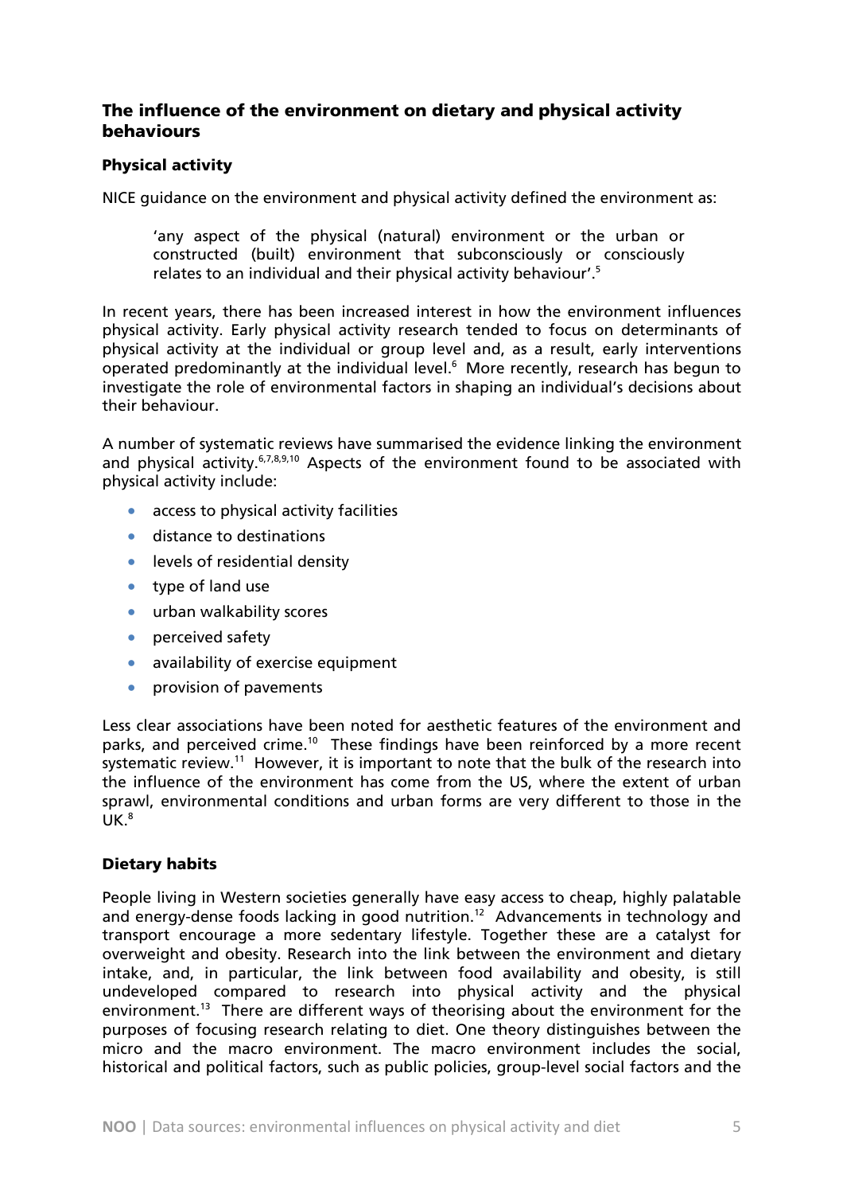## The influence of the environment on dietary and physical activity behaviours

### Physical activity

NICE guidance on the environment and physical activity defined the environment as:

> 'any aspect of the physical (natural) environment or the urban or constructed (built) environment that subconsciously or consciously relates to an individual and their physical activity behaviour'.[5]

In recent years, there has been increased interest in how the environment influences physical activity. Early physical activity research tended to focus on determinants of physical activity at the individual or group level and, as a result, early interventions operated predominantly at the individual level.[6] More recently, research has begun to investigate the role of environmental factors in shaping an individual's decisions about their behaviour.

A number of systematic reviews have summarised the evidence linking the environment and physical activity.[6,7,8,9,10] Aspects of the environment found to be associated with physical activity include:

- access to physical activity facilities
- distance to destinations
- levels of residential density
- type of land use
- urban walkability scores
- perceived safety
- availability of exercise equipment
- provision of pavements

Less clear associations have been noted for aesthetic features of the environment and parks, and perceived crime.[10] These findings have been reinforced by a more recent systematic review.[11] However, it is important to note that the bulk of the research into the influence of the environment has come from the US, where the extent of urban sprawl, environmental conditions and urban forms are very different to those in the UK.[8]

### Dietary habits

People living in Western societies generally have easy access to cheap, highly palatable and energy-dense foods lacking in good nutrition.[12] Advancements in technology and transport encourage a more sedentary lifestyle. Together these are a catalyst for overweight and obesity. Research into the link between the environment and dietary intake, and, in particular, the link between food availability and obesity, is still undeveloped compared to research into physical activity and the physical environment.[13] There are different ways of theorising about the environment for the purposes of focusing research relating to diet. One theory distinguishes between the micro and the macro environment. The macro environment includes the social, historical and political factors, such as public policies, group-level social factors and the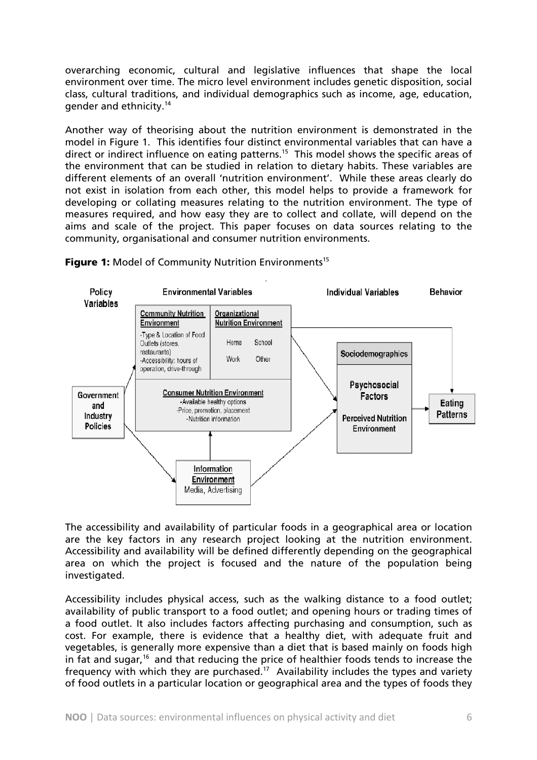overarching economic, cultural and legislative influences that shape the local environment over time. The micro level environment includes genetic disposition, social class, cultural traditions, and individual demographics such as income, age, education, gender and ethnicity.[14]

Another way of theorising about the nutrition environment is demonstrated in the model in Figure 1. This identifies four distinct environmental variables that can have a direct or indirect influence on eating patterns.[15] This model shows the specific areas of the environment that can be studied in relation to dietary habits. These variables are different elements of an overall 'nutrition environment'. While these areas clearly do not exist in isolation from each other, this model helps to provide a framework for developing or collating measures relating to the nutrition environment. The type of measures required, and how easy they are to collect and collate, will depend on the aims and scale of the project. This paper focuses on data sources relating to the community, organisational and consumer nutrition environments.

**Figure 1:** Model of Community Nutrition Environments[15]

Policy Variables | Environmental Variables | Individual Variables | Behavior

- Government and Industry Policies
- Community Nutrition Environment: -Type & Location of Food Outlets (stores, restaurants) -Accessibility: hours of operation, drive-through
- Organizational Nutrition Environment: Home, School, Work, Other
- Consumer Nutrition Environment: -Available healthy options -Price, promotion, placement -Nutrition information
- Information Environment: Media, Advertising
- Sociodemographics; Psychosocial Factors; Perceived Nutrition Environment
- Eating Patterns

The accessibility and availability of particular foods in a geographical area or location are the key factors in any research project looking at the nutrition environment. Accessibility and availability will be defined differently depending on the geographical area on which the project is focused and the nature of the population being investigated.

Accessibility includes physical access, such as the walking distance to a food outlet; availability of public transport to a food outlet; and opening hours or trading times of a food outlet. It also includes factors affecting purchasing and consumption, such as cost. For example, there is evidence that a healthy diet, with adequate fruit and vegetables, is generally more expensive than a diet that is based mainly on foods high in fat and sugar,[16] and that reducing the price of healthier foods tends to increase the frequency with which they are purchased.[17] Availability includes the types and variety of food outlets in a particular location or geographical area and the types of foods they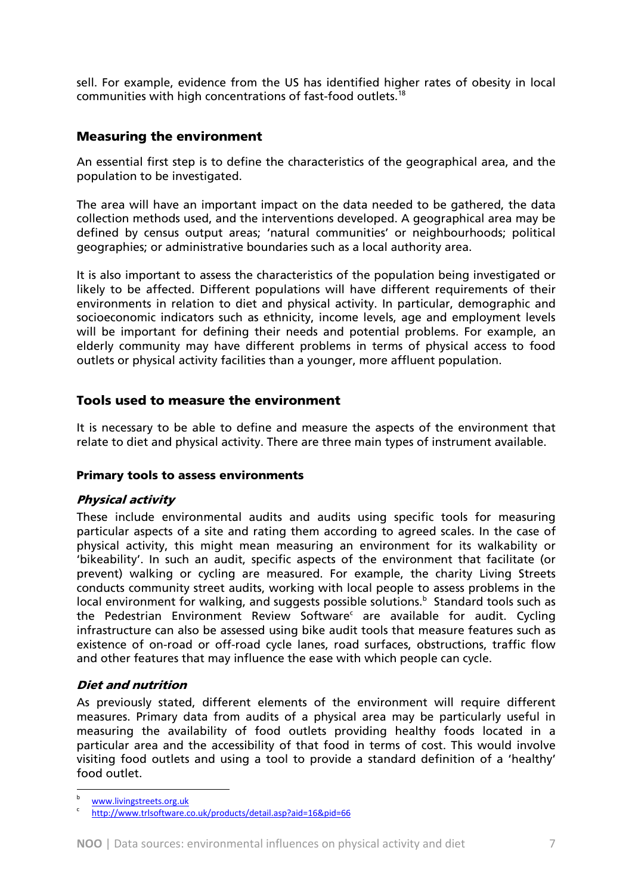sell. For example, evidence from the US has identified higher rates of obesity in local communities with high concentrations of fast-food outlets.[18]

## Measuring the environment

An essential first step is to define the characteristics of the geographical area, and the population to be investigated.

The area will have an important impact on the data needed to be gathered, the data collection methods used, and the interventions developed. A geographical area may be defined by census output areas; 'natural communities' or neighbourhoods; political geographies; or administrative boundaries such as a local authority area.

It is also important to assess the characteristics of the population being investigated or likely to be affected. Different populations will have different requirements of their environments in relation to diet and physical activity. In particular, demographic and socioeconomic indicators such as ethnicity, income levels, age and employment levels will be important for defining their needs and potential problems. For example, an elderly community may have different problems in terms of physical access to food outlets or physical activity facilities than a younger, more affluent population.

## Tools used to measure the environment

It is necessary to be able to define and measure the aspects of the environment that relate to diet and physical activity. There are three main types of instrument available.

### Primary tools to assess environments

#### *Physical activity*

These include environmental audits and audits using specific tools for measuring particular aspects of a site and rating them according to agreed scales. In the case of physical activity, this might mean measuring an environment for its walkability or 'bikeability'. In such an audit, specific aspects of the environment that facilitate (or prevent) walking or cycling are measured. For example, the charity Living Streets conducts community street audits, working with local people to assess problems in the local environment for walking, and suggests possible solutions.[b] Standard tools such as the Pedestrian Environment Review Software[c] are available for audit. Cycling infrastructure can also be assessed using bike audit tools that measure features such as existence of on-road or off-road cycle lanes, road surfaces, obstructions, traffic flow and other features that may influence the ease with which people can cycle.

#### *Diet and nutrition*

As previously stated, different elements of the environment will require different measures. Primary data from audits of a physical area may be particularly useful in measuring the availability of food outlets providing healthy foods located in a particular area and the accessibility of that food in terms of cost. This would involve visiting food outlets and using a tool to provide a standard definition of a 'healthy' food outlet.

---

[b] www.livingstreets.org.uk

[c] http://www.trlsoftware.co.uk/products/detail.asp?aid=16&pid=66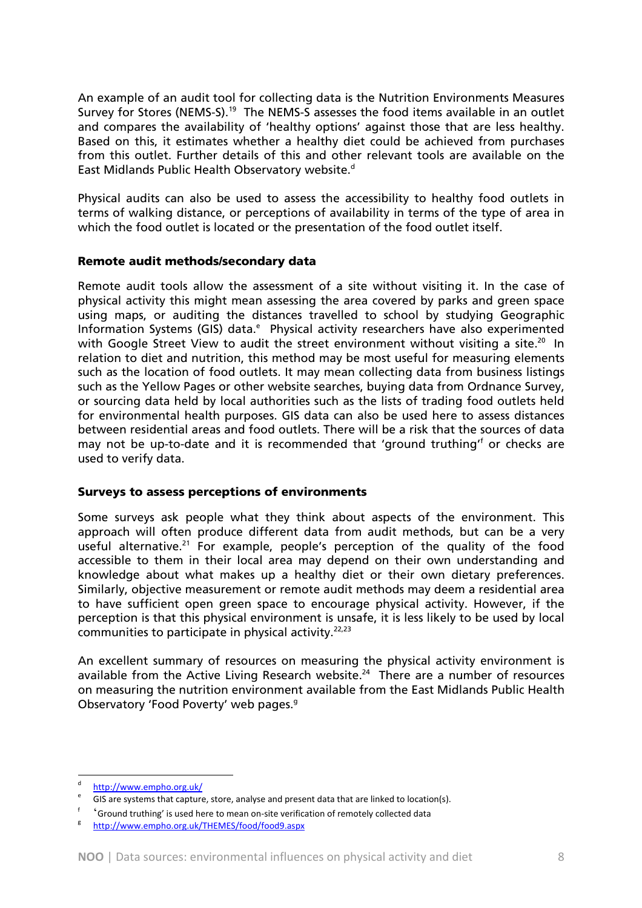An example of an audit tool for collecting data is the Nutrition Environments Measures Survey for Stores (NEMS-S).[19] The NEMS-S assesses the food items available in an outlet and compares the availability of 'healthy options' against those that are less healthy. Based on this, it estimates whether a healthy diet could be achieved from purchases from this outlet. Further details of this and other relevant tools are available on the East Midlands Public Health Observatory website.[d]

Physical audits can also be used to assess the accessibility to healthy food outlets in terms of walking distance, or perceptions of availability in terms of the type of area in which the food outlet is located or the presentation of the food outlet itself.

### Remote audit methods/secondary data

Remote audit tools allow the assessment of a site without visiting it. In the case of physical activity this might mean assessing the area covered by parks and green space using maps, or auditing the distances travelled to school by studying Geographic Information Systems (GIS) data.[e] Physical activity researchers have also experimented with Google Street View to audit the street environment without visiting a site.[20] In relation to diet and nutrition, this method may be most useful for measuring elements such as the location of food outlets. It may mean collecting data from business listings such as the Yellow Pages or other website searches, buying data from Ordnance Survey, or sourcing data held by local authorities such as the lists of trading food outlets held for environmental health purposes. GIS data can also be used here to assess distances between residential areas and food outlets. There will be a risk that the sources of data may not be up-to-date and it is recommended that 'ground truthing'[f] or checks are used to verify data.

### Surveys to assess perceptions of environments

Some surveys ask people what they think about aspects of the environment. This approach will often produce different data from audit methods, but can be a very useful alternative.[21] For example, people's perception of the quality of the food accessible to them in their local area may depend on their own understanding and knowledge about what makes up a healthy diet or their own dietary preferences. Similarly, objective measurement or remote audit methods may deem a residential area to have sufficient open green space to encourage physical activity. However, if the perception is that this physical environment is unsafe, it is less likely to be used by local communities to participate in physical activity.[22,23]

An excellent summary of resources on measuring the physical activity environment is available from the Active Living Research website.[24] There are a number of resources on measuring the nutrition environment available from the East Midlands Public Health Observatory 'Food Poverty' web pages.[g]

---

[d] http://www.empho.org.uk/

[e] GIS are systems that capture, store, analyse and present data that are linked to location(s).

[f] 'Ground truthing' is used here to mean on-site verification of remotely collected data

[g] http://www.empho.org.uk/THEMES/food/food9.aspx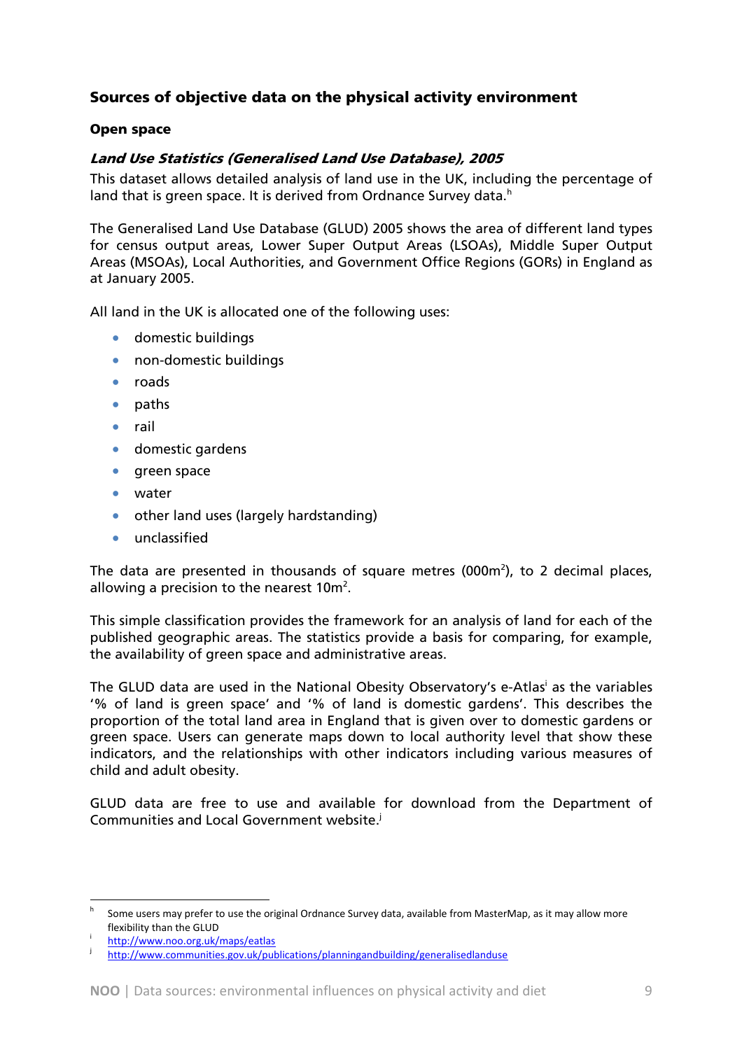## Sources of objective data on the physical activity environment

### Open space

#### *Land Use Statistics (Generalised Land Use Database), 2005*

This dataset allows detailed analysis of land use in the UK, including the percentage of land that is green space. It is derived from Ordnance Survey data.[h]

The Generalised Land Use Database (GLUD) 2005 shows the area of different land types for census output areas, Lower Super Output Areas (LSOAs), Middle Super Output Areas (MSOAs), Local Authorities, and Government Office Regions (GORs) in England as at January 2005.

All land in the UK is allocated one of the following uses:

- domestic buildings
- non-domestic buildings
- roads
- paths
- rail
- domestic gardens
- green space
- water
- other land uses (largely hardstanding)
- unclassified

The data are presented in thousands of square metres ($000m^2$), to 2 decimal places, allowing a precision to the nearest $10m^2$.

This simple classification provides the framework for an analysis of land for each of the published geographic areas. The statistics provide a basis for comparing, for example, the availability of green space and administrative areas.

The GLUD data are used in the National Obesity Observatory's e-Atlas[i] as the variables '% of land is green space' and '% of land is domestic gardens'. This describes the proportion of the total land area in England that is given over to domestic gardens or green space. Users can generate maps down to local authority level that show these indicators, and the relationships with other indicators including various measures of child and adult obesity.

GLUD data are free to use and available for download from the Department of Communities and Local Government website.[j]

---

[h] Some users may prefer to use the original Ordnance Survey data, available from MasterMap, as it may allow more flexibility than the GLUD

[i] http://www.noo.org.uk/maps/eatlas

[j] http://www.communities.gov.uk/publications/planningandbuilding/generalisedlanduse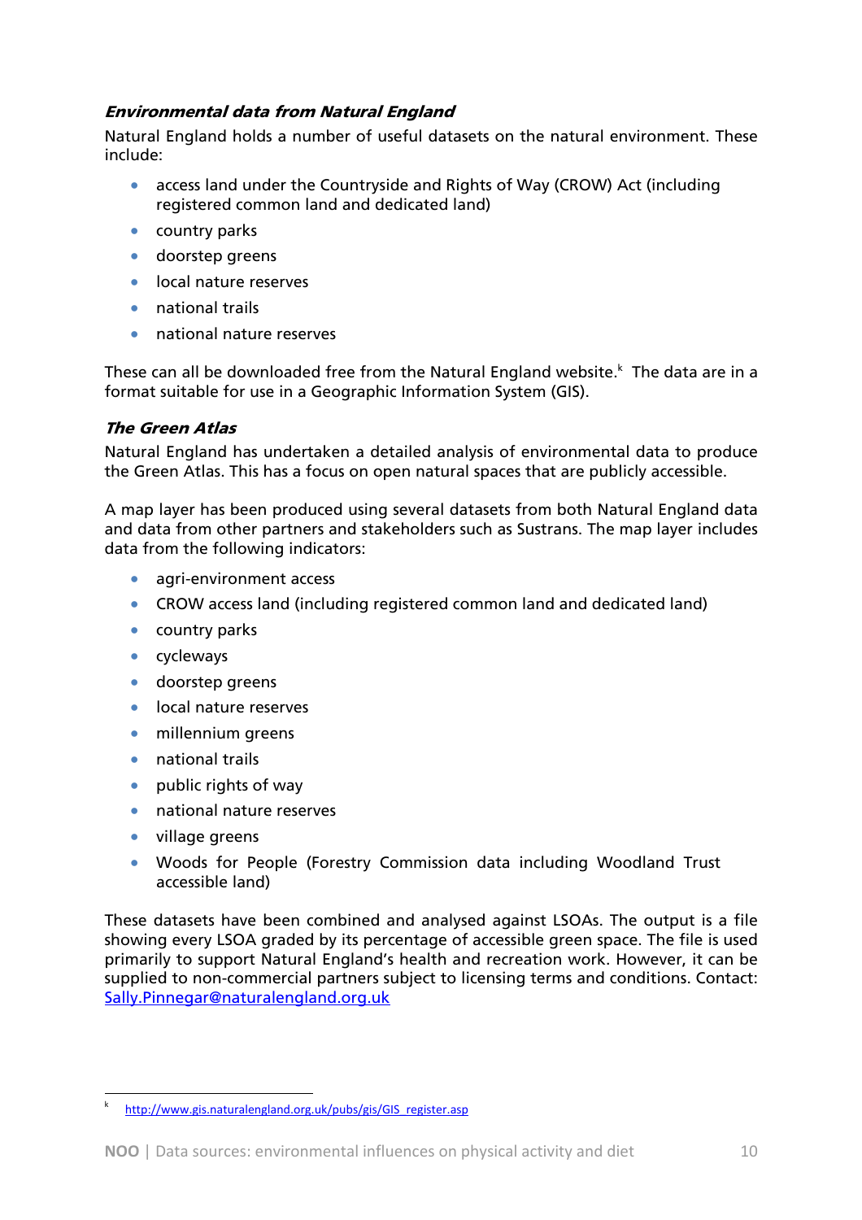### *Environmental data from Natural England*

Natural England holds a number of useful datasets on the natural environment. These include:

- access land under the Countryside and Rights of Way (CROW) Act (including registered common land and dedicated land)
- country parks
- doorstep greens
- local nature reserves
- national trails
- national nature reserves

These can all be downloaded free from the Natural England website.[k] The data are in a format suitable for use in a Geographic Information System (GIS).

### *The Green Atlas*

Natural England has undertaken a detailed analysis of environmental data to produce the Green Atlas. This has a focus on open natural spaces that are publicly accessible.

A map layer has been produced using several datasets from both Natural England data and data from other partners and stakeholders such as Sustrans. The map layer includes data from the following indicators:

- agri-environment access
- CROW access land (including registered common land and dedicated land)
- country parks
- cycleways
- doorstep greens
- local nature reserves
- millennium greens
- national trails
- public rights of way
- national nature reserves
- village greens
- Woods for People (Forestry Commission data including Woodland Trust accessible land)

These datasets have been combined and analysed against LSOAs. The output is a file showing every LSOA graded by its percentage of accessible green space. The file is used primarily to support Natural England's health and recreation work. However, it can be supplied to non-commercial partners subject to licensing terms and conditions. Contact: Sally.Pinnegar@naturalengland.org.uk

---

[k] http://www.gis.naturalengland.org.uk/pubs/gis/GIS_register.asp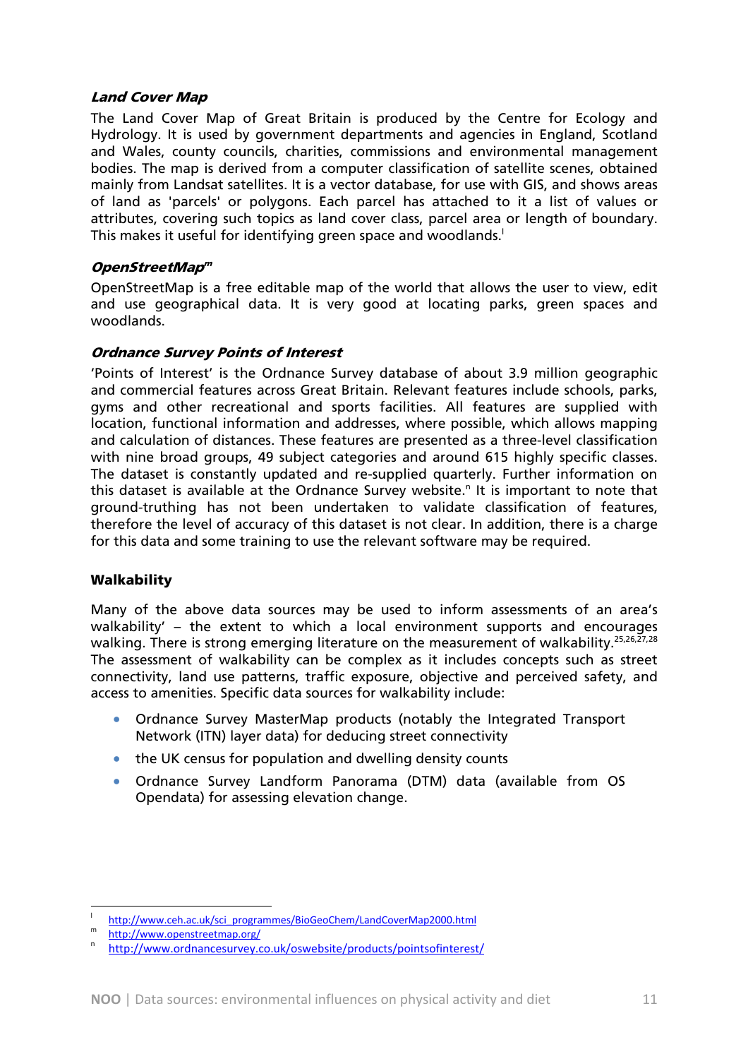### *Land Cover Map*

The Land Cover Map of Great Britain is produced by the Centre for Ecology and Hydrology. It is used by government departments and agencies in England, Scotland and Wales, county councils, charities, commissions and environmental management bodies. The map is derived from a computer classification of satellite scenes, obtained mainly from Landsat satellites. It is a vector database, for use with GIS, and shows areas of land as 'parcels' or polygons. Each parcel has attached to it a list of values or attributes, covering such topics as land cover class, parcel area or length of boundary. This makes it useful for identifying green space and woodlands.[l]

### *OpenStreetMap*[m]

OpenStreetMap is a free editable map of the world that allows the user to view, edit and use geographical data. It is very good at locating parks, green spaces and woodlands.

### *Ordnance Survey Points of Interest*

'Points of Interest' is the Ordnance Survey database of about 3.9 million geographic and commercial features across Great Britain. Relevant features include schools, parks, gyms and other recreational and sports facilities. All features are supplied with location, functional information and addresses, where possible, which allows mapping and calculation of distances. These features are presented as a three-level classification with nine broad groups, 49 subject categories and around 615 highly specific classes. The dataset is constantly updated and re-supplied quarterly. Further information on this dataset is available at the Ordnance Survey website.[n] It is important to note that ground-truthing has not been undertaken to validate classification of features, therefore the level of accuracy of this dataset is not clear. In addition, there is a charge for this data and some training to use the relevant software may be required.

## **Walkability**

Many of the above data sources may be used to inform assessments of an area's walkability' – the extent to which a local environment supports and encourages walking. There is strong emerging literature on the measurement of walkability.[25,26,27,28] The assessment of walkability can be complex as it includes concepts such as street connectivity, land use patterns, traffic exposure, objective and perceived safety, and access to amenities. Specific data sources for walkability include:

- Ordnance Survey MasterMap products (notably the Integrated Transport Network (ITN) layer data) for deducing street connectivity
- the UK census for population and dwelling density counts
- Ordnance Survey Landform Panorama (DTM) data (available from OS Opendata) for assessing elevation change.

---

[l] http://www.ceh.ac.uk/sci_programmes/BioGeoChem/LandCoverMap2000.html

[m] http://www.openstreetmap.org/

[n] http://www.ordnancesurvey.co.uk/oswebsite/products/pointsofinterest/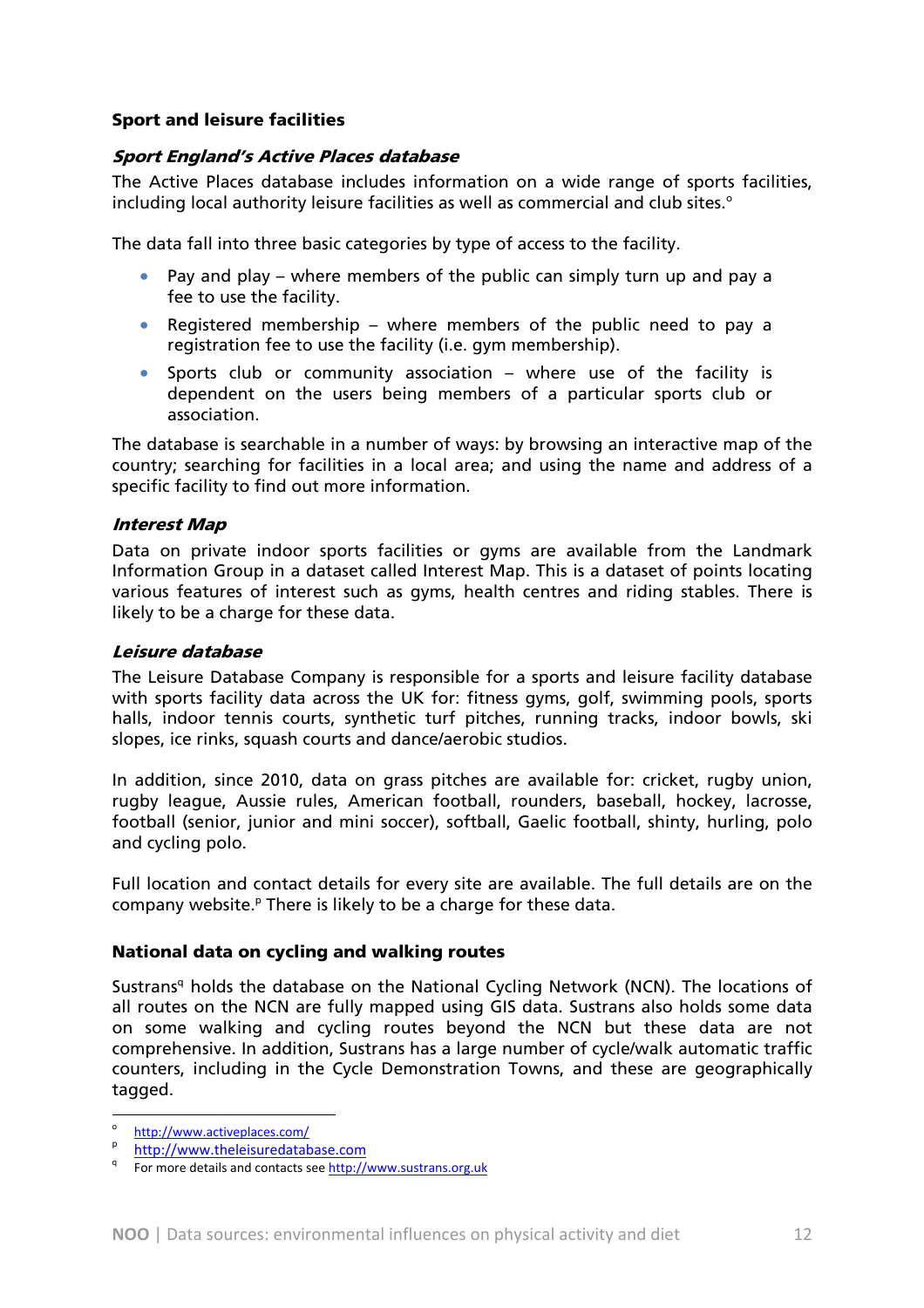### Sport and leisure facilities

#### *Sport England's Active Places database*

The Active Places database includes information on a wide range of sports facilities, including local authority leisure facilities as well as commercial and club sites.[o]

The data fall into three basic categories by type of access to the facility.

- Pay and play – where members of the public can simply turn up and pay a fee to use the facility.
- Registered membership – where members of the public need to pay a registration fee to use the facility (i.e. gym membership).
- Sports club or community association – where use of the facility is dependent on the users being members of a particular sports club or association.

The database is searchable in a number of ways: by browsing an interactive map of the country; searching for facilities in a local area; and using the name and address of a specific facility to find out more information.

#### *Interest Map*

Data on private indoor sports facilities or gyms are available from the Landmark Information Group in a dataset called Interest Map. This is a dataset of points locating various features of interest such as gyms, health centres and riding stables. There is likely to be a charge for these data.

#### *Leisure database*

The Leisure Database Company is responsible for a sports and leisure facility database with sports facility data across the UK for: fitness gyms, golf, swimming pools, sports halls, indoor tennis courts, synthetic turf pitches, running tracks, indoor bowls, ski slopes, ice rinks, squash courts and dance/aerobic studios.

In addition, since 2010, data on grass pitches are available for: cricket, rugby union, rugby league, Aussie rules, American football, rounders, baseball, hockey, lacrosse, football (senior, junior and mini soccer), softball, Gaelic football, shinty, hurling, polo and cycling polo.

Full location and contact details for every site are available. The full details are on the company website.[p] There is likely to be a charge for these data.

### National data on cycling and walking routes

Sustrans[q] holds the database on the National Cycling Network (NCN). The locations of all routes on the NCN are fully mapped using GIS data. Sustrans also holds some data on some walking and cycling routes beyond the NCN but these data are not comprehensive. In addition, Sustrans has a large number of cycle/walk automatic traffic counters, including in the Cycle Demonstration Towns, and these are geographically tagged.

---

[o] http://www.activeplaces.com/

[p] http://www.theleisuredatabase.com

[q] For more details and contacts see http://www.sustrans.org.uk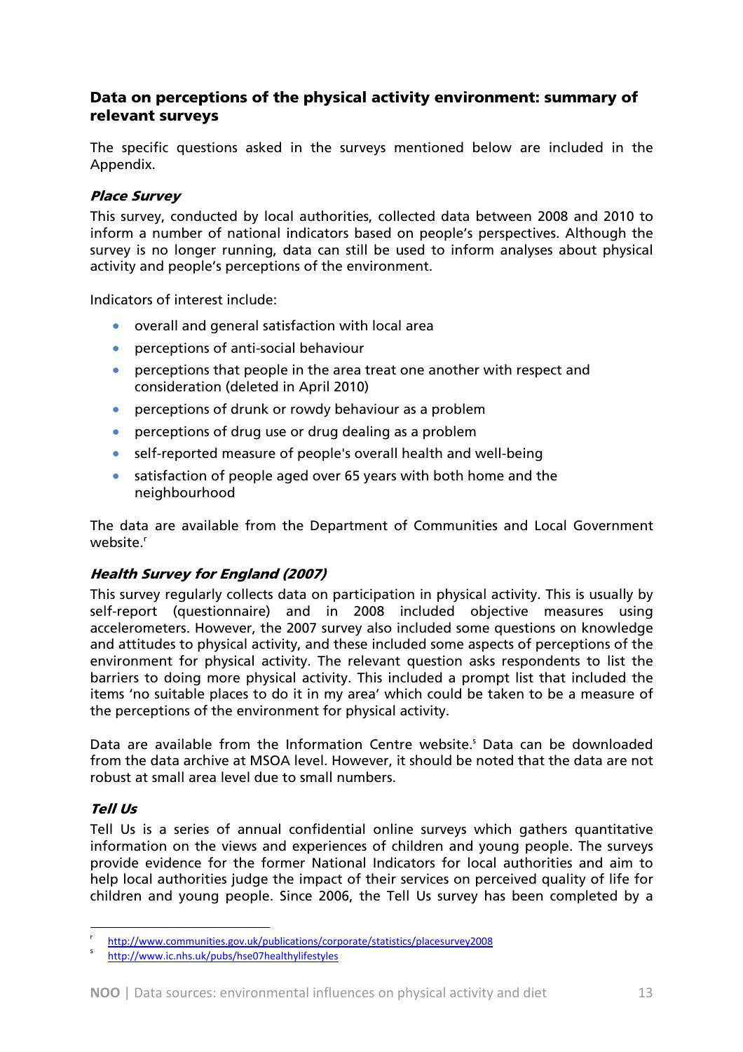## Data on perceptions of the physical activity environment: summary of relevant surveys

The specific questions asked in the surveys mentioned below are included in the Appendix.

### *Place Survey*

This survey, conducted by local authorities, collected data between 2008 and 2010 to inform a number of national indicators based on people's perspectives. Although the survey is no longer running, data can still be used to inform analyses about physical activity and people's perceptions of the environment.

Indicators of interest include:

- overall and general satisfaction with local area
- perceptions of anti-social behaviour
- perceptions that people in the area treat one another with respect and consideration (deleted in April 2010)
- perceptions of drunk or rowdy behaviour as a problem
- perceptions of drug use or drug dealing as a problem
- self-reported measure of people's overall health and well-being
- satisfaction of people aged over 65 years with both home and the neighbourhood

The data are available from the Department of Communities and Local Government website.[r]

### *Health Survey for England (2007)*

This survey regularly collects data on participation in physical activity. This is usually by self-report (questionnaire) and in 2008 included objective measures using accelerometers. However, the 2007 survey also included some questions on knowledge and attitudes to physical activity, and these included some aspects of perceptions of the environment for physical activity. The relevant question asks respondents to list the barriers to doing more physical activity. This included a prompt list that included the items 'no suitable places to do it in my area' which could be taken to be a measure of the perceptions of the environment for physical activity.

Data are available from the Information Centre website.[s] Data can be downloaded from the data archive at MSOA level. However, it should be noted that the data are not robust at small area level due to small numbers.

### *Tell Us*

Tell Us is a series of annual confidential online surveys which gathers quantitative information on the views and experiences of children and young people. The surveys provide evidence for the former National Indicators for local authorities and aim to help local authorities judge the impact of their services on perceived quality of life for children and young people. Since 2006, the Tell Us survey has been completed by a

---

[r] http://www.communities.gov.uk/publications/corporate/statistics/placesurvey2008

[s] http://www.ic.nhs.uk/pubs/hse07healthylifestyles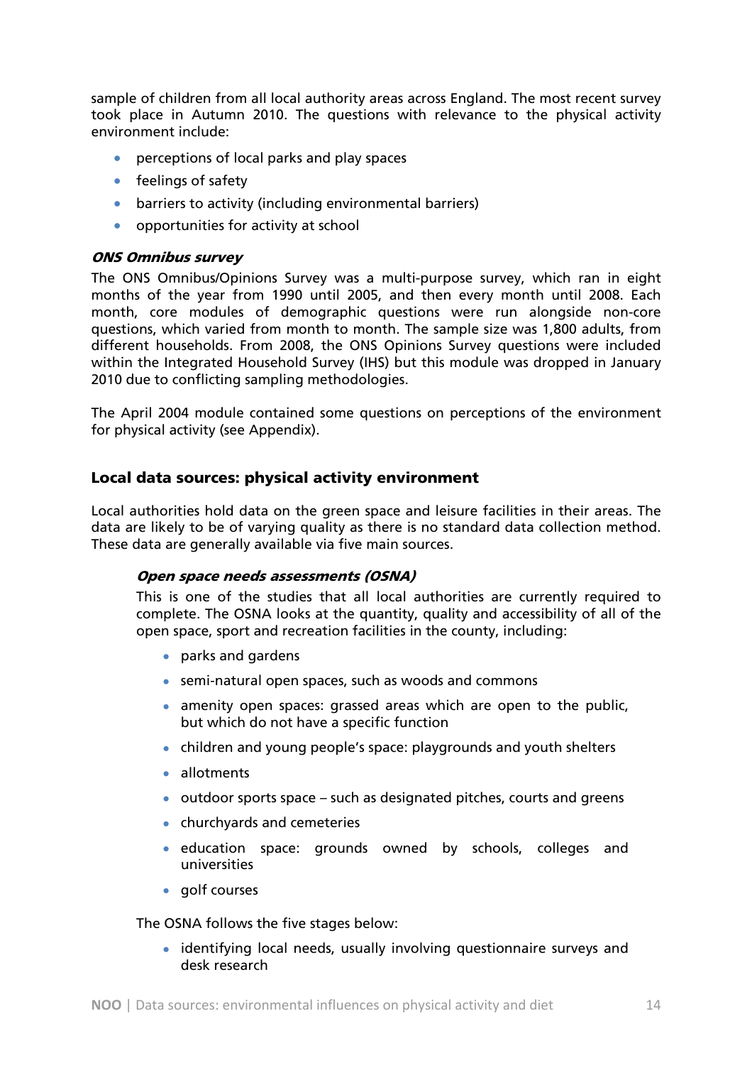sample of children from all local authority areas across England. The most recent survey took place in Autumn 2010. The questions with relevance to the physical activity environment include:

- perceptions of local parks and play spaces
- feelings of safety
- barriers to activity (including environmental barriers)
- opportunities for activity at school

#### *ONS Omnibus survey*

The ONS Omnibus/Opinions Survey was a multi-purpose survey, which ran in eight months of the year from 1990 until 2005, and then every month until 2008. Each month, core modules of demographic questions were run alongside non-core questions, which varied from month to month. The sample size was 1,800 adults, from different households. From 2008, the ONS Opinions Survey questions were included within the Integrated Household Survey (IHS) but this module was dropped in January 2010 due to conflicting sampling methodologies.

The April 2004 module contained some questions on perceptions of the environment for physical activity (see Appendix).

### Local data sources: physical activity environment

Local authorities hold data on the green space and leisure facilities in their areas. The data are likely to be of varying quality as there is no standard data collection method. These data are generally available via five main sources.

#### *Open space needs assessments (OSNA)*

This is one of the studies that all local authorities are currently required to complete. The OSNA looks at the quantity, quality and accessibility of all of the open space, sport and recreation facilities in the county, including:

- parks and gardens
- semi-natural open spaces, such as woods and commons
- amenity open spaces: grassed areas which are open to the public, but which do not have a specific function
- children and young people's space: playgrounds and youth shelters
- allotments
- outdoor sports space – such as designated pitches, courts and greens
- churchyards and cemeteries
- education space: grounds owned by schools, colleges and universities
- golf courses

The OSNA follows the five stages below:

- identifying local needs, usually involving questionnaire surveys and desk research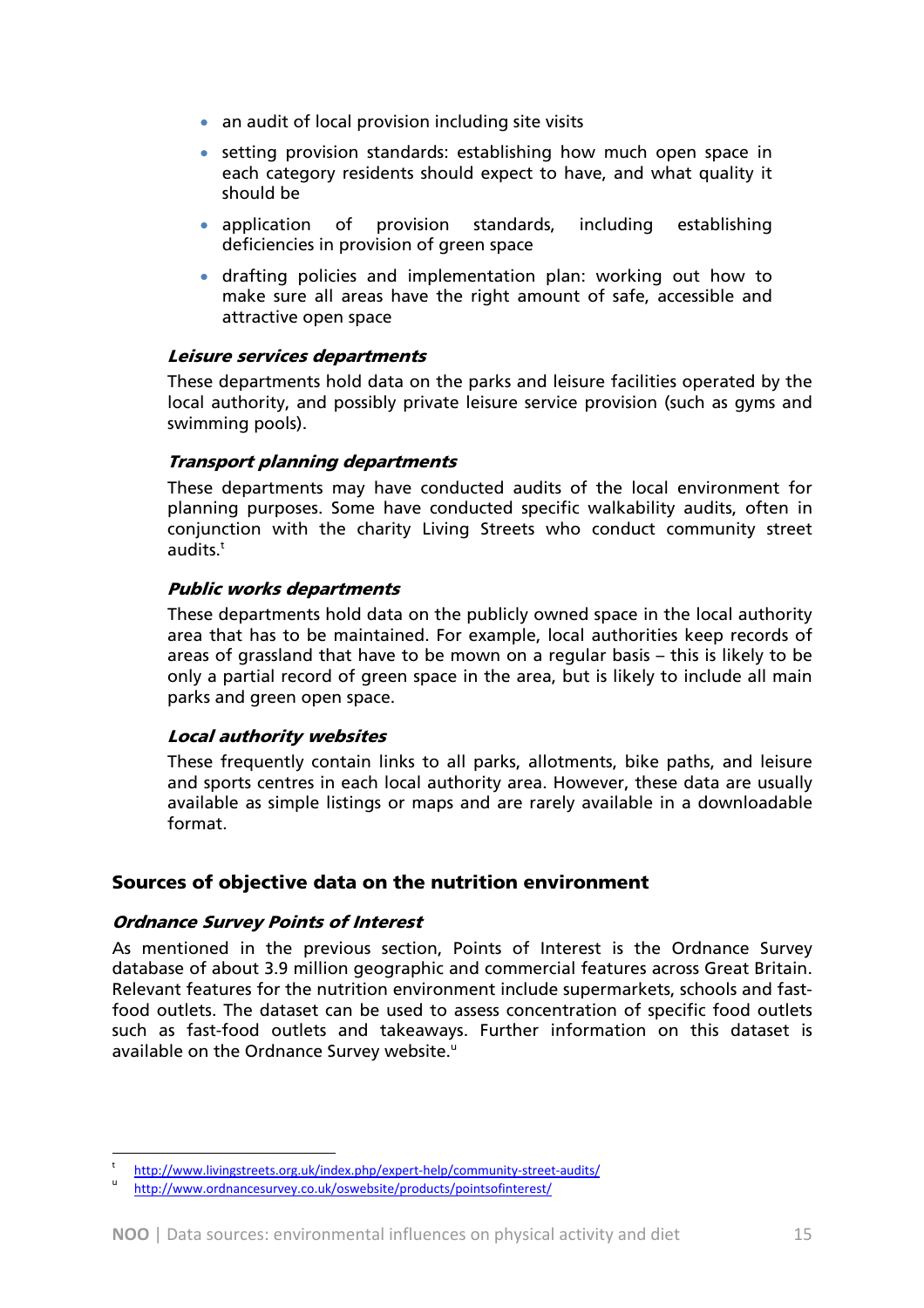- an audit of local provision including site visits
- setting provision standards: establishing how much open space in each category residents should expect to have, and what quality it should be
- application of provision standards, including establishing deficiencies in provision of green space
- drafting policies and implementation plan: working out how to make sure all areas have the right amount of safe, accessible and attractive open space

#### *Leisure services departments*

These departments hold data on the parks and leisure facilities operated by the local authority, and possibly private leisure service provision (such as gyms and swimming pools).

#### *Transport planning departments*

These departments may have conducted audits of the local environment for planning purposes. Some have conducted specific walkability audits, often in conjunction with the charity Living Streets who conduct community street audits.[t]

#### *Public works departments*

These departments hold data on the publicly owned space in the local authority area that has to be maintained. For example, local authorities keep records of areas of grassland that have to be mown on a regular basis – this is likely to be only a partial record of green space in the area, but is likely to include all main parks and green open space.

#### *Local authority websites*

These frequently contain links to all parks, allotments, bike paths, and leisure and sports centres in each local authority area. However, these data are usually available as simple listings or maps and are rarely available in a downloadable format.

## Sources of objective data on the nutrition environment

### *Ordnance Survey Points of Interest*

As mentioned in the previous section, Points of Interest is the Ordnance Survey database of about 3.9 million geographic and commercial features across Great Britain. Relevant features for the nutrition environment include supermarkets, schools and fast-food outlets. The dataset can be used to assess concentration of specific food outlets such as fast-food outlets and takeaways. Further information on this dataset is available on the Ordnance Survey website.[u]

---

[t] http://www.livingstreets.org.uk/index.php/expert-help/community-street-audits/

[u] http://www.ordnancesurvey.co.uk/oswebsite/products/pointsofinterest/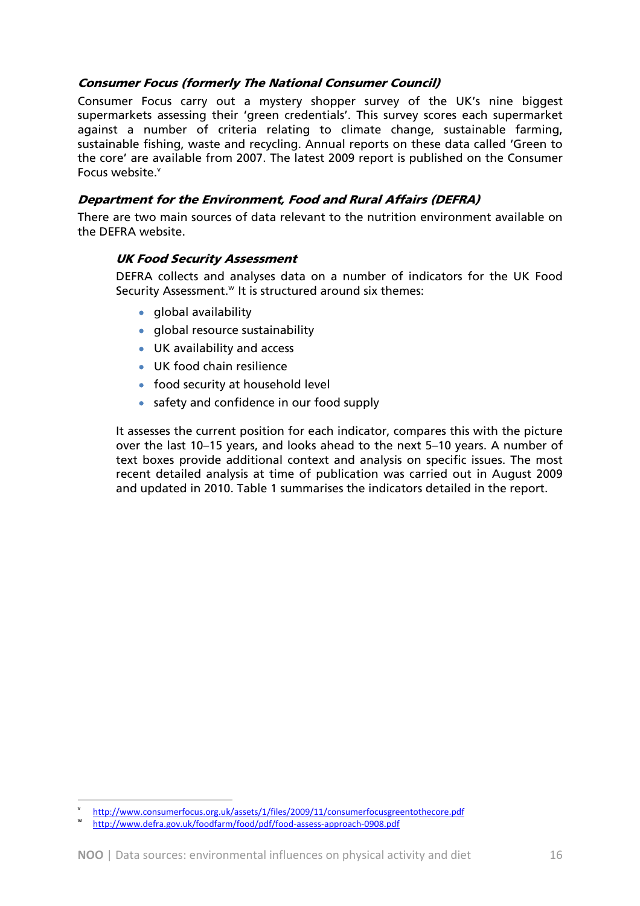### *Consumer Focus (formerly The National Consumer Council)*

Consumer Focus carry out a mystery shopper survey of the UK's nine biggest supermarkets assessing their 'green credentials'. This survey scores each supermarket against a number of criteria relating to climate change, sustainable farming, sustainable fishing, waste and recycling. Annual reports on these data called 'Green to the core' are available from 2007. The latest 2009 report is published on the Consumer Focus website.[v]

### *Department for the Environment, Food and Rural Affairs (DEFRA)*

There are two main sources of data relevant to the nutrition environment available on the DEFRA website.

#### *UK Food Security Assessment*

DEFRA collects and analyses data on a number of indicators for the UK Food Security Assessment.[w] It is structured around six themes:

- global availability
- global resource sustainability
- UK availability and access
- UK food chain resilience
- food security at household level
- safety and confidence in our food supply

It assesses the current position for each indicator, compares this with the picture over the last 10–15 years, and looks ahead to the next 5–10 years. A number of text boxes provide additional context and analysis on specific issues. The most recent detailed analysis at time of publication was carried out in August 2009 and updated in 2010. Table 1 summarises the indicators detailed in the report.

---

[v] http://www.consumerfocus.org.uk/assets/1/files/2009/11/consumerfocusgreentothecore.pdf

[w] http://www.defra.gov.uk/foodfarm/food/pdf/food-assess-approach-0908.pdf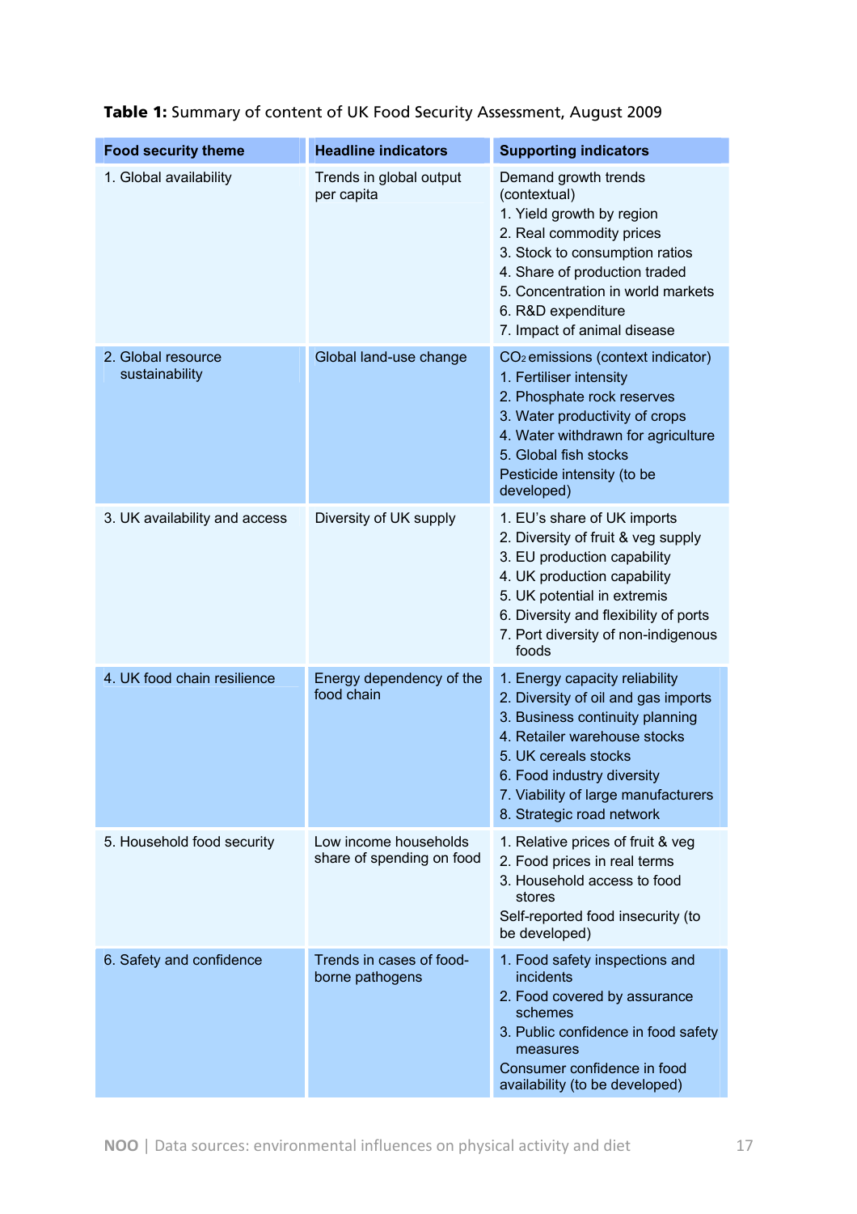**Table 1:** Summary of content of UK Food Security Assessment, August 2009

| Food security theme | Headline indicators | Supporting indicators |
|---|---|---|
| 1. Global availability | Trends in global output per capita | Demand growth trends (contextual)<br>1. Yield growth by region<br>2. Real commodity prices<br>3. Stock to consumption ratios<br>4. Share of production traded<br>5. Concentration in world markets<br>6. R&D expenditure<br>7. Impact of animal disease |
| 2. Global resource sustainability | Global land-use change | $CO_2$ emissions (context indicator)<br>1. Fertiliser intensity<br>2. Phosphate rock reserves<br>3. Water productivity of crops<br>4. Water withdrawn for agriculture<br>5. Global fish stocks<br>Pesticide intensity (to be developed) |
| 3. UK availability and access | Diversity of UK supply | 1. EU's share of UK imports<br>2. Diversity of fruit & veg supply<br>3. EU production capability<br>4. UK production capability<br>5. UK potential in extremis<br>6. Diversity and flexibility of ports<br>7. Port diversity of non-indigenous foods |
| 4. UK food chain resilience | Energy dependency of the food chain | 1. Energy capacity reliability<br>2. Diversity of oil and gas imports<br>3. Business continuity planning<br>4. Retailer warehouse stocks<br>5. UK cereals stocks<br>6. Food industry diversity<br>7. Viability of large manufacturers<br>8. Strategic road network |
| 5. Household food security | Low income households share of spending on food | 1. Relative prices of fruit & veg<br>2. Food prices in real terms<br>3. Household access to food stores<br>Self-reported food insecurity (to be developed) |
| 6. Safety and confidence | Trends in cases of food-borne pathogens | 1. Food safety inspections and incidents<br>2. Food covered by assurance schemes<br>3. Public confidence in food safety measures<br>Consumer confidence in food availability (to be developed) |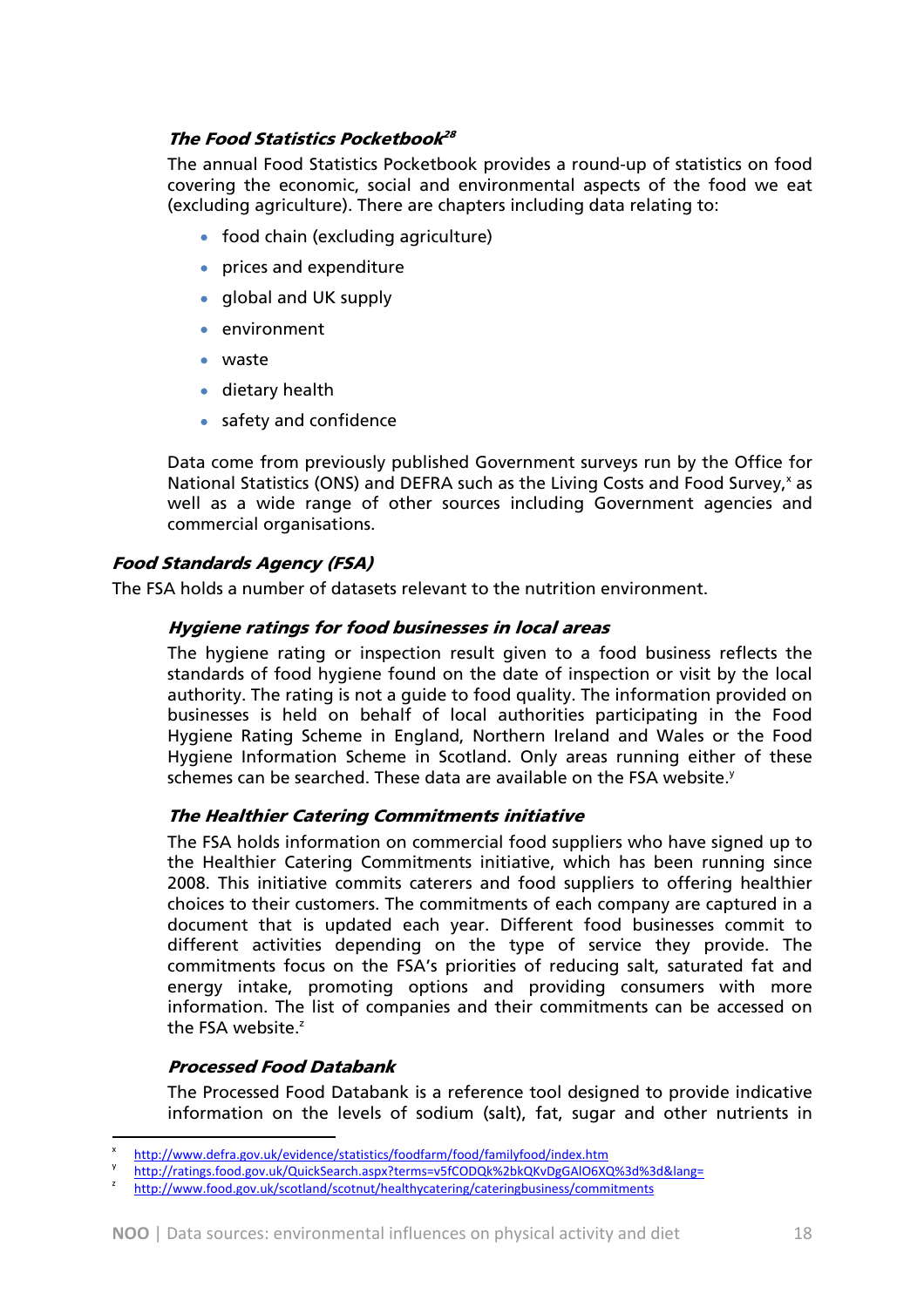#### *The Food Statistics Pocketbook*[28]

The annual Food Statistics Pocketbook provides a round-up of statistics on food covering the economic, social and environmental aspects of the food we eat (excluding agriculture). There are chapters including data relating to:

- food chain (excluding agriculture)
- prices and expenditure
- global and UK supply
- environment
- waste
- dietary health
- safety and confidence

Data come from previously published Government surveys run by the Office for National Statistics (ONS) and DEFRA such as the Living Costs and Food Survey,[x] as well as a wide range of other sources including Government agencies and commercial organisations.

### *Food Standards Agency (FSA)*

The FSA holds a number of datasets relevant to the nutrition environment.

#### *Hygiene ratings for food businesses in local areas*

The hygiene rating or inspection result given to a food business reflects the standards of food hygiene found on the date of inspection or visit by the local authority. The rating is not a guide to food quality. The information provided on businesses is held on behalf of local authorities participating in the Food Hygiene Rating Scheme in England, Northern Ireland and Wales or the Food Hygiene Information Scheme in Scotland. Only areas running either of these schemes can be searched. These data are available on the FSA website.[y]

#### *The Healthier Catering Commitments initiative*

The FSA holds information on commercial food suppliers who have signed up to the Healthier Catering Commitments initiative, which has been running since 2008. This initiative commits caterers and food suppliers to offering healthier choices to their customers. The commitments of each company are captured in a document that is updated each year. Different food businesses commit to different activities depending on the type of service they provide. The commitments focus on the FSA's priorities of reducing salt, saturated fat and energy intake, promoting options and providing consumers with more information. The list of companies and their commitments can be accessed on the FSA website.[z]

#### *Processed Food Databank*

The Processed Food Databank is a reference tool designed to provide indicative information on the levels of sodium (salt), fat, sugar and other nutrients in

---

[x] http://www.defra.gov.uk/evidence/statistics/foodfarm/food/familyfood/index.htm

[y] http://ratings.food.gov.uk/QuickSearch.aspx?terms=v5fCODQk%2bkQKvDgGAlO6XQ%3d%3d&lang=

[z] http://www.food.gov.uk/scotland/scotnut/healthycatering/cateringbusiness/commitments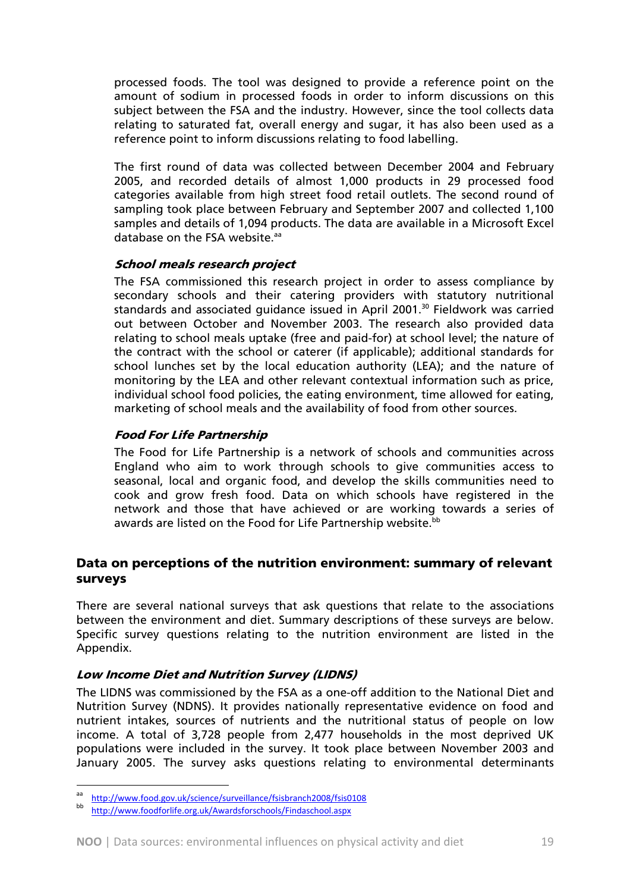processed foods. The tool was designed to provide a reference point on the amount of sodium in processed foods in order to inform discussions on this subject between the FSA and the industry. However, since the tool collects data relating to saturated fat, overall energy and sugar, it has also been used as a reference point to inform discussions relating to food labelling.

The first round of data was collected between December 2004 and February 2005, and recorded details of almost 1,000 products in 29 processed food categories available from high street food retail outlets. The second round of sampling took place between February and September 2007 and collected 1,100 samples and details of 1,094 products. The data are available in a Microsoft Excel database on the FSA website.[aa]

#### *School meals research project*

The FSA commissioned this research project in order to assess compliance by secondary schools and their catering providers with statutory nutritional standards and associated guidance issued in April 2001.[30] Fieldwork was carried out between October and November 2003. The research also provided data relating to school meals uptake (free and paid-for) at school level; the nature of the contract with the school or caterer (if applicable); additional standards for school lunches set by the local education authority (LEA); and the nature of monitoring by the LEA and other relevant contextual information such as price, individual school food policies, the eating environment, time allowed for eating, marketing of school meals and the availability of food from other sources.

#### *Food For Life Partnership*

The Food for Life Partnership is a network of schools and communities across England who aim to work through schools to give communities access to seasonal, local and organic food, and develop the skills communities need to cook and grow fresh food. Data on which schools have registered in the network and those that have achieved or are working towards a series of awards are listed on the Food for Life Partnership website.[bb]

### Data on perceptions of the nutrition environment: summary of relevant surveys

There are several national surveys that ask questions that relate to the associations between the environment and diet. Summary descriptions of these surveys are below. Specific survey questions relating to the nutrition environment are listed in the Appendix.

#### *Low Income Diet and Nutrition Survey (LIDNS)*

The LIDNS was commissioned by the FSA as a one-off addition to the National Diet and Nutrition Survey (NDNS). It provides nationally representative evidence on food and nutrient intakes, sources of nutrients and the nutritional status of people on low income. A total of 3,728 people from 2,477 households in the most deprived UK populations were included in the survey. It took place between November 2003 and January 2005. The survey asks questions relating to environmental determinants

[aa] http://www.food.gov.uk/science/surveillance/fsisbranch2008/fsis0108

[bb] http://www.foodforlife.org.uk/Awardsforschools/Findaschool.aspx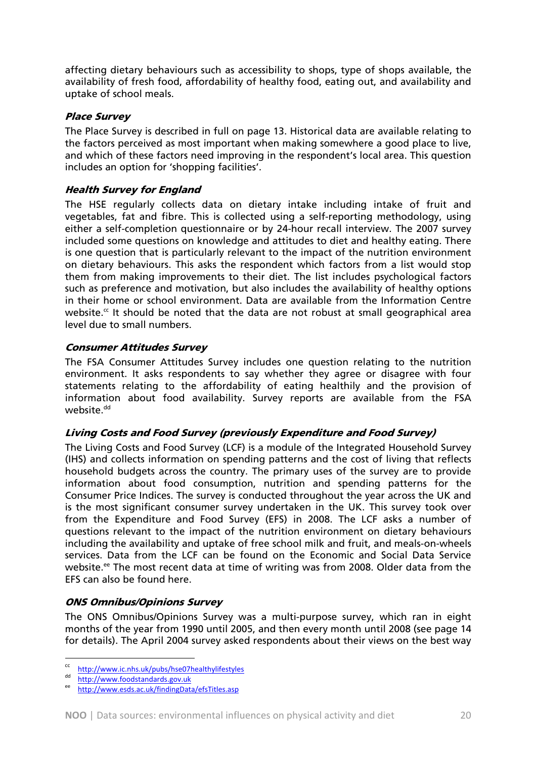affecting dietary behaviours such as accessibility to shops, type of shops available, the availability of fresh food, affordability of healthy food, eating out, and availability and uptake of school meals.

### *Place Survey*

The Place Survey is described in full on page 13. Historical data are available relating to the factors perceived as most important when making somewhere a good place to live, and which of these factors need improving in the respondent's local area. This question includes an option for 'shopping facilities'.

### *Health Survey for England*

The HSE regularly collects data on dietary intake including intake of fruit and vegetables, fat and fibre. This is collected using a self-reporting methodology, using either a self-completion questionnaire or by 24-hour recall interview. The 2007 survey included some questions on knowledge and attitudes to diet and healthy eating. There is one question that is particularly relevant to the impact of the nutrition environment on dietary behaviours. This asks the respondent which factors from a list would stop them from making improvements to their diet. The list includes psychological factors such as preference and motivation, but also includes the availability of healthy options in their home or school environment. Data are available from the Information Centre website.[cc] It should be noted that the data are not robust at small geographical area level due to small numbers.

### *Consumer Attitudes Survey*

The FSA Consumer Attitudes Survey includes one question relating to the nutrition environment. It asks respondents to say whether they agree or disagree with four statements relating to the affordability of eating healthily and the provision of information about food availability. Survey reports are available from the FSA website.[dd]

### *Living Costs and Food Survey (previously Expenditure and Food Survey)*

The Living Costs and Food Survey (LCF) is a module of the Integrated Household Survey (IHS) and collects information on spending patterns and the cost of living that reflects household budgets across the country. The primary uses of the survey are to provide information about food consumption, nutrition and spending patterns for the Consumer Price Indices. The survey is conducted throughout the year across the UK and is the most significant consumer survey undertaken in the UK. This survey took over from the Expenditure and Food Survey (EFS) in 2008. The LCF asks a number of questions relevant to the impact of the nutrition environment on dietary behaviours including the availability and uptake of free school milk and fruit, and meals-on-wheels services. Data from the LCF can be found on the Economic and Social Data Service website.[ee] The most recent data at time of writing was from 2008. Older data from the EFS can also be found here.

### *ONS Omnibus/Opinions Survey*

The ONS Omnibus/Opinions Survey was a multi-purpose survey, which ran in eight months of the year from 1990 until 2005, and then every month until 2008 (see page 14 for details). The April 2004 survey asked respondents about their views on the best way

---

[cc] http://www.ic.nhs.uk/pubs/hse07healthylifestyles

[dd] http://www.foodstandards.gov.uk

[ee] http://www.esds.ac.uk/findingData/efsTitles.asp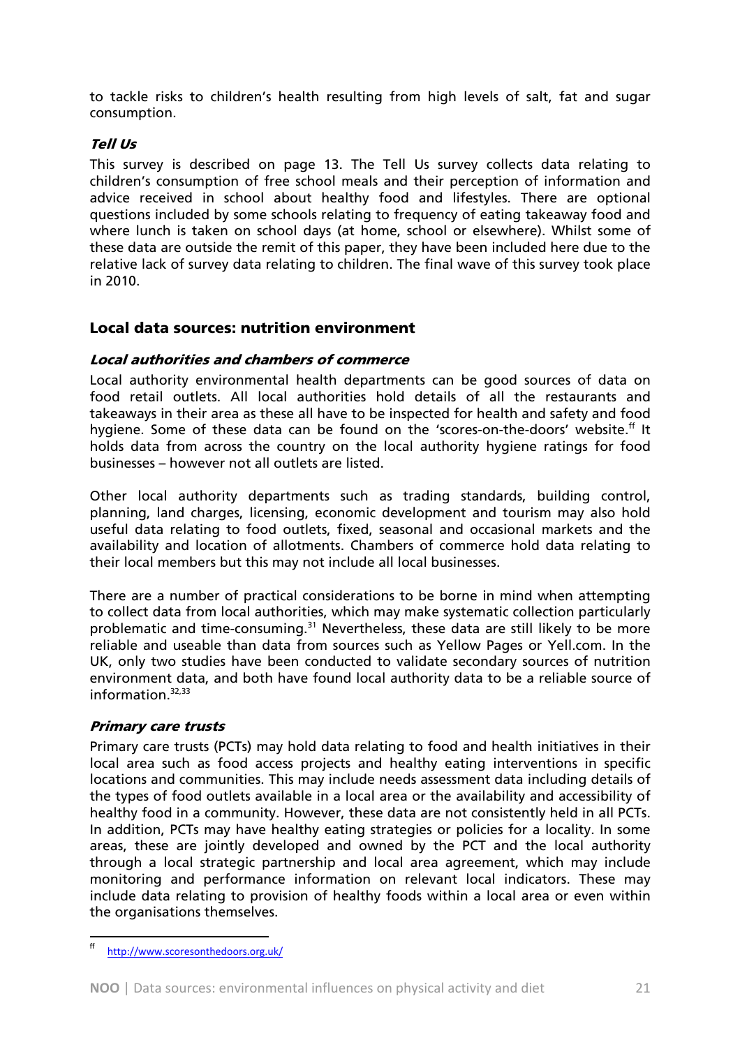to tackle risks to children's health resulting from high levels of salt, fat and sugar consumption.

#### *Tell Us*

This survey is described on page 13. The Tell Us survey collects data relating to children's consumption of free school meals and their perception of information and advice received in school about healthy food and lifestyles. There are optional questions included by some schools relating to frequency of eating takeaway food and where lunch is taken on school days (at home, school or elsewhere). Whilst some of these data are outside the remit of this paper, they have been included here due to the relative lack of survey data relating to children. The final wave of this survey took place in 2010.

### Local data sources: nutrition environment

#### *Local authorities and chambers of commerce*

Local authority environmental health departments can be good sources of data on food retail outlets. All local authorities hold details of all the restaurants and takeaways in their area as these all have to be inspected for health and safety and food hygiene. Some of these data can be found on the 'scores-on-the-doors' website.[ff] It holds data from across the country on the local authority hygiene ratings for food businesses – however not all outlets are listed.

Other local authority departments such as trading standards, building control, planning, land charges, licensing, economic development and tourism may also hold useful data relating to food outlets, fixed, seasonal and occasional markets and the availability and location of allotments. Chambers of commerce hold data relating to their local members but this may not include all local businesses.

There are a number of practical considerations to be borne in mind when attempting to collect data from local authorities, which may make systematic collection particularly problematic and time-consuming.[31] Nevertheless, these data are still likely to be more reliable and useable than data from sources such as Yellow Pages or Yell.com. In the UK, only two studies have been conducted to validate secondary sources of nutrition environment data, and both have found local authority data to be a reliable source of information.[32,33]

#### *Primary care trusts*

Primary care trusts (PCTs) may hold data relating to food and health initiatives in their local area such as food access projects and healthy eating interventions in specific locations and communities. This may include needs assessment data including details of the types of food outlets available in a local area or the availability and accessibility of healthy food in a community. However, these data are not consistently held in all PCTs. In addition, PCTs may have healthy eating strategies or policies for a locality. In some areas, these are jointly developed and owned by the PCT and the local authority through a local strategic partnership and local area agreement, which may include monitoring and performance information on relevant local indicators. These may include data relating to provision of healthy foods within a local area or even within the organisations themselves.

[ff] http://www.scoresonthedoors.org.uk/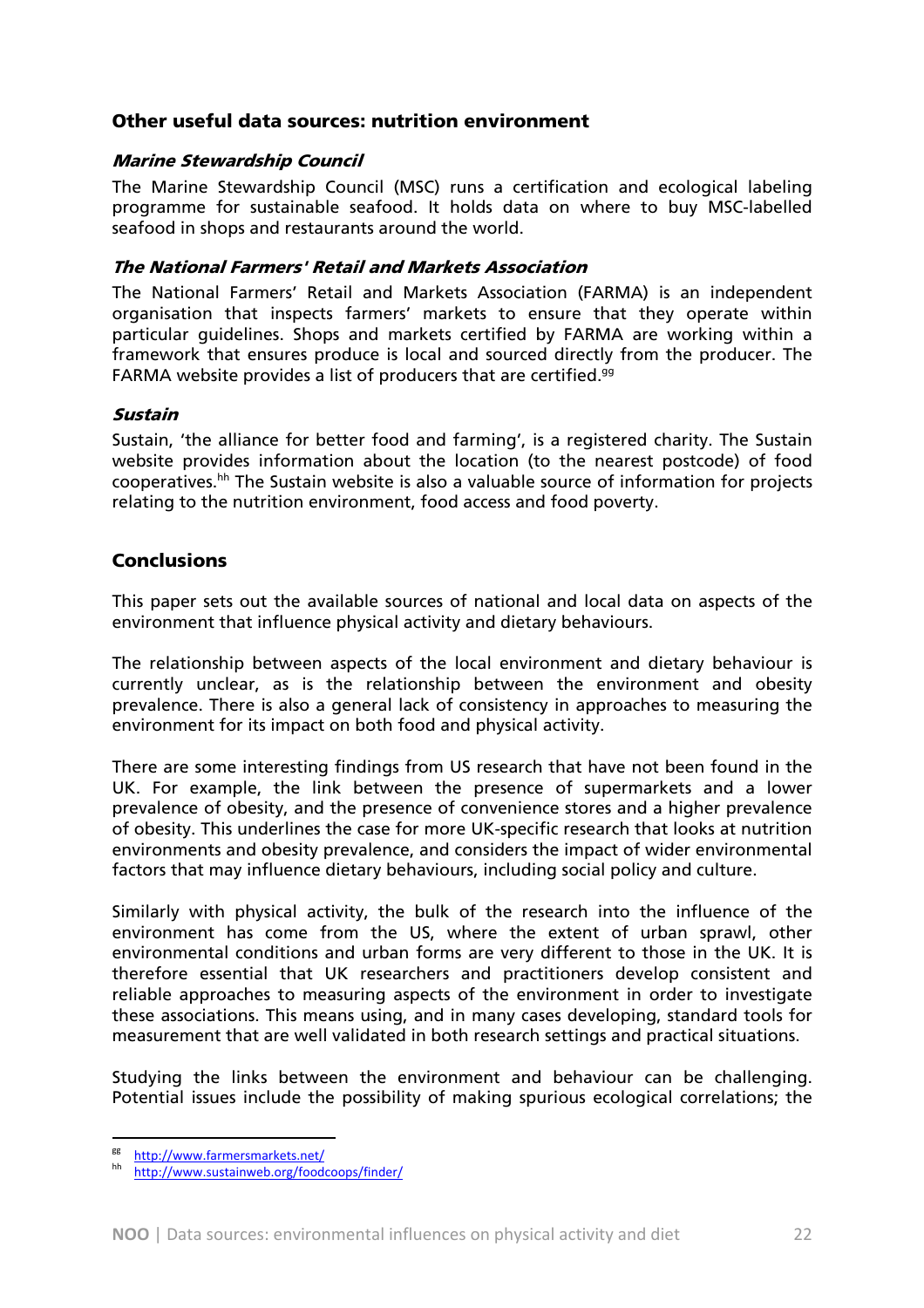### Other useful data sources: nutrition environment

#### *Marine Stewardship Council*

The Marine Stewardship Council (MSC) runs a certification and ecological labeling programme for sustainable seafood. It holds data on where to buy MSC-labelled seafood in shops and restaurants around the world.

#### *The National Farmers' Retail and Markets Association*

The National Farmers' Retail and Markets Association (FARMA) is an independent organisation that inspects farmers' markets to ensure that they operate within particular guidelines. Shops and markets certified by FARMA are working within a framework that ensures produce is local and sourced directly from the producer. The FARMA website provides a list of producers that are certified.[gg]

#### *Sustain*

Sustain, 'the alliance for better food and farming', is a registered charity. The Sustain website provides information about the location (to the nearest postcode) of food cooperatives.[hh] The Sustain website is also a valuable source of information for projects relating to the nutrition environment, food access and food poverty.

### Conclusions

This paper sets out the available sources of national and local data on aspects of the environment that influence physical activity and dietary behaviours.

The relationship between aspects of the local environment and dietary behaviour is currently unclear, as is the relationship between the environment and obesity prevalence. There is also a general lack of consistency in approaches to measuring the environment for its impact on both food and physical activity.

There are some interesting findings from US research that have not been found in the UK. For example, the link between the presence of supermarkets and a lower prevalence of obesity, and the presence of convenience stores and a higher prevalence of obesity. This underlines the case for more UK-specific research that looks at nutrition environments and obesity prevalence, and considers the impact of wider environmental factors that may influence dietary behaviours, including social policy and culture.

Similarly with physical activity, the bulk of the research into the influence of the environment has come from the US, where the extent of urban sprawl, other environmental conditions and urban forms are very different to those in the UK. It is therefore essential that UK researchers and practitioners develop consistent and reliable approaches to measuring aspects of the environment in order to investigate these associations. This means using, and in many cases developing, standard tools for measurement that are well validated in both research settings and practical situations.

Studying the links between the environment and behaviour can be challenging. Potential issues include the possibility of making spurious ecological correlations; the

---

[gg] http://www.farmersmarkets.net/

[hh] http://www.sustainweb.org/foodcoops/finder/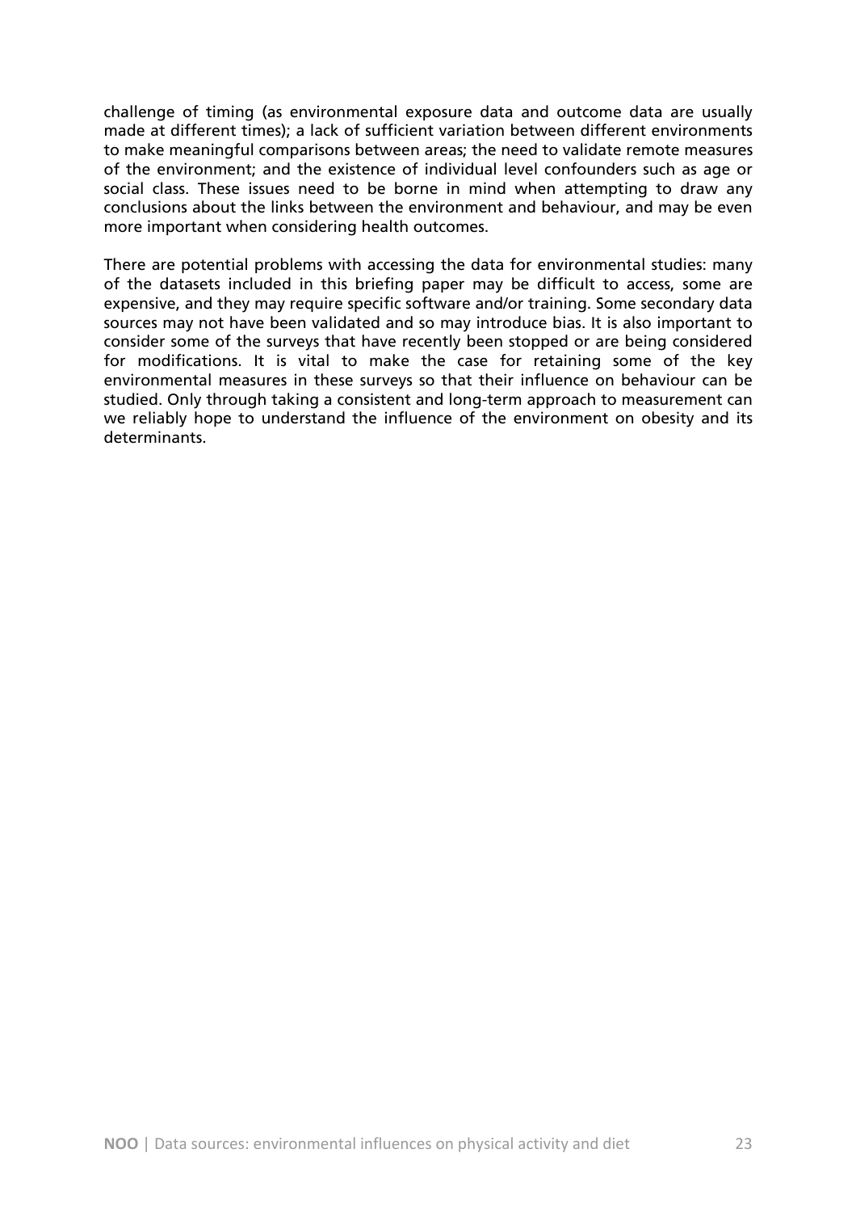challenge of timing (as environmental exposure data and outcome data are usually made at different times); a lack of sufficient variation between different environments to make meaningful comparisons between areas; the need to validate remote measures of the environment; and the existence of individual level confounders such as age or social class. These issues need to be borne in mind when attempting to draw any conclusions about the links between the environment and behaviour, and may be even more important when considering health outcomes.

There are potential problems with accessing the data for environmental studies: many of the datasets included in this briefing paper may be difficult to access, some are expensive, and they may require specific software and/or training. Some secondary data sources may not have been validated and so may introduce bias. It is also important to consider some of the surveys that have recently been stopped or are being considered for modifications. It is vital to make the case for retaining some of the key environmental measures in these surveys so that their influence on behaviour can be studied. Only through taking a consistent and long-term approach to measurement can we reliably hope to understand the influence of the environment on obesity and its determinants.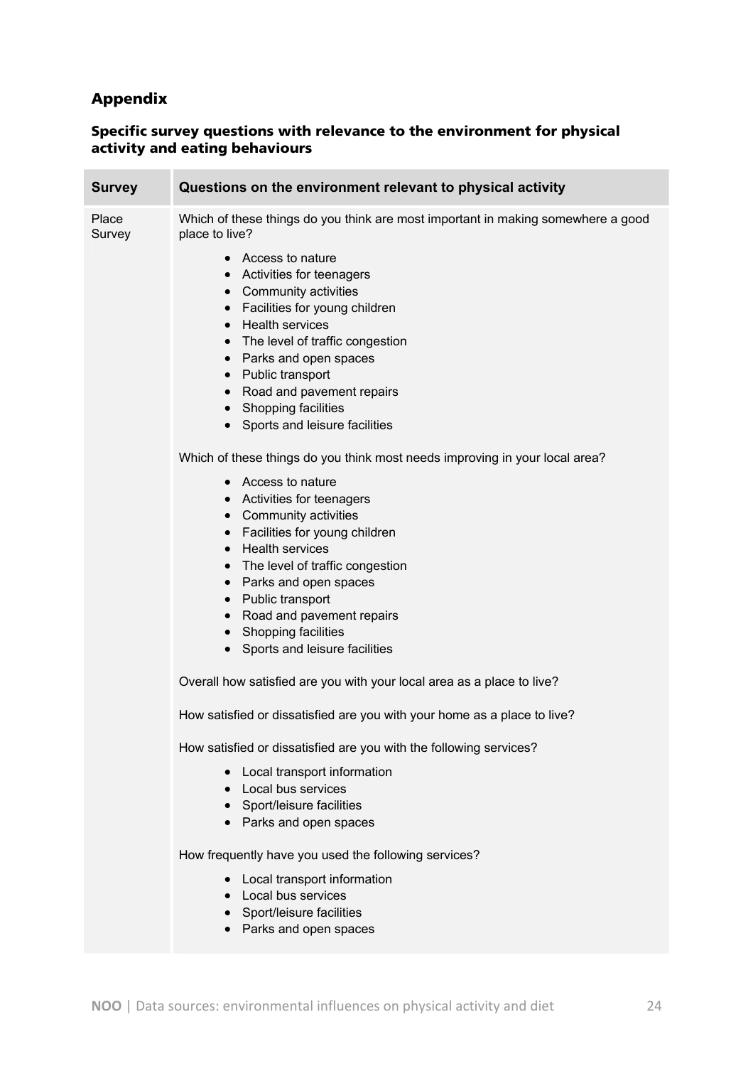## Appendix

### Specific survey questions with relevance to the environment for physical activity and eating behaviours

| Survey | Questions on the environment relevant to physical activity |
|---|---|
| Place Survey | Which of these things do you think are most important in making somewhere a good place to live?<br>• Access to nature<br>• Activities for teenagers<br>• Community activities<br>• Facilities for young children<br>• Health services<br>• The level of traffic congestion<br>• Parks and open spaces<br>• Public transport<br>• Road and pavement repairs<br>• Shopping facilities<br>• Sports and leisure facilities<br><br>Which of these things do you think most needs improving in your local area?<br>• Access to nature<br>• Activities for teenagers<br>• Community activities<br>• Facilities for young children<br>• Health services<br>• The level of traffic congestion<br>• Parks and open spaces<br>• Public transport<br>• Road and pavement repairs<br>• Shopping facilities<br>• Sports and leisure facilities<br><br>Overall how satisfied are you with your local area as a place to live?<br><br>How satisfied or dissatisfied are you with your home as a place to live?<br><br>How satisfied or dissatisfied are you with the following services?<br>• Local transport information<br>• Local bus services<br>• Sport/leisure facilities<br>• Parks and open spaces<br><br>How frequently have you used the following services?<br>• Local transport information<br>• Local bus services<br>• Sport/leisure facilities<br>• Parks and open spaces |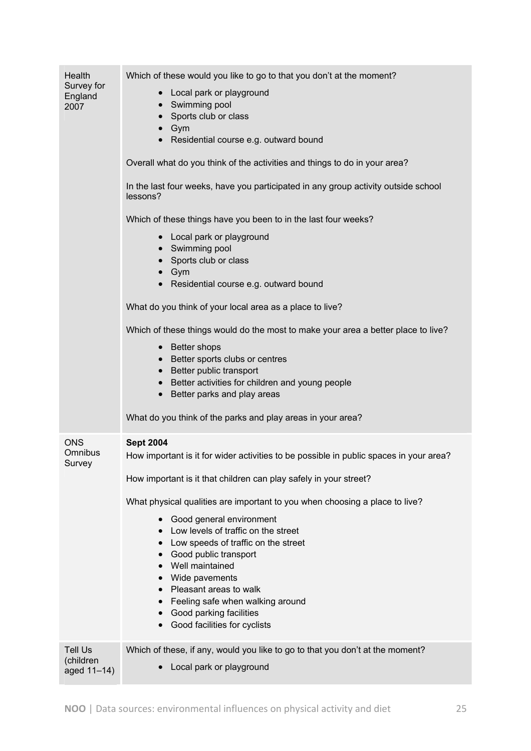| | |
|---|---|
| Health Survey for England 2007 | Which of these would you like to go to that you don't at the moment?<br>• Local park or playground<br>• Swimming pool<br>• Sports club or class<br>• Gym<br>• Residential course e.g. outward bound<br><br>Overall what do you think of the activities and things to do in your area?<br><br>In the last four weeks, have you participated in any group activity outside school lessons?<br><br>Which of these things have you been to in the last four weeks?<br>• Local park or playground<br>• Swimming pool<br>• Sports club or class<br>• Gym<br>• Residential course e.g. outward bound<br><br>What do you think of your local area as a place to live?<br><br>Which of these things would do the most to make your area a better place to live?<br>• Better shops<br>• Better sports clubs or centres<br>• Better public transport<br>• Better activities for children and young people<br>• Better parks and play areas<br><br>What do you think of the parks and play areas in your area? |
| ONS Omnibus Survey | **Sept 2004**<br>How important is it for wider activities to be possible in public spaces in your area?<br><br>How important is it that children can play safely in your street?<br><br>What physical qualities are important to you when choosing a place to live?<br>• Good general environment<br>• Low levels of traffic on the street<br>• Low speeds of traffic on the street<br>• Good public transport<br>• Well maintained<br>• Wide pavements<br>• Pleasant areas to walk<br>• Feeling safe when walking around<br>• Good parking facilities<br>• Good facilities for cyclists |
| Tell Us (children aged 11–14) | Which of these, if any, would you like to go to that you don't at the moment?<br>• Local park or playground |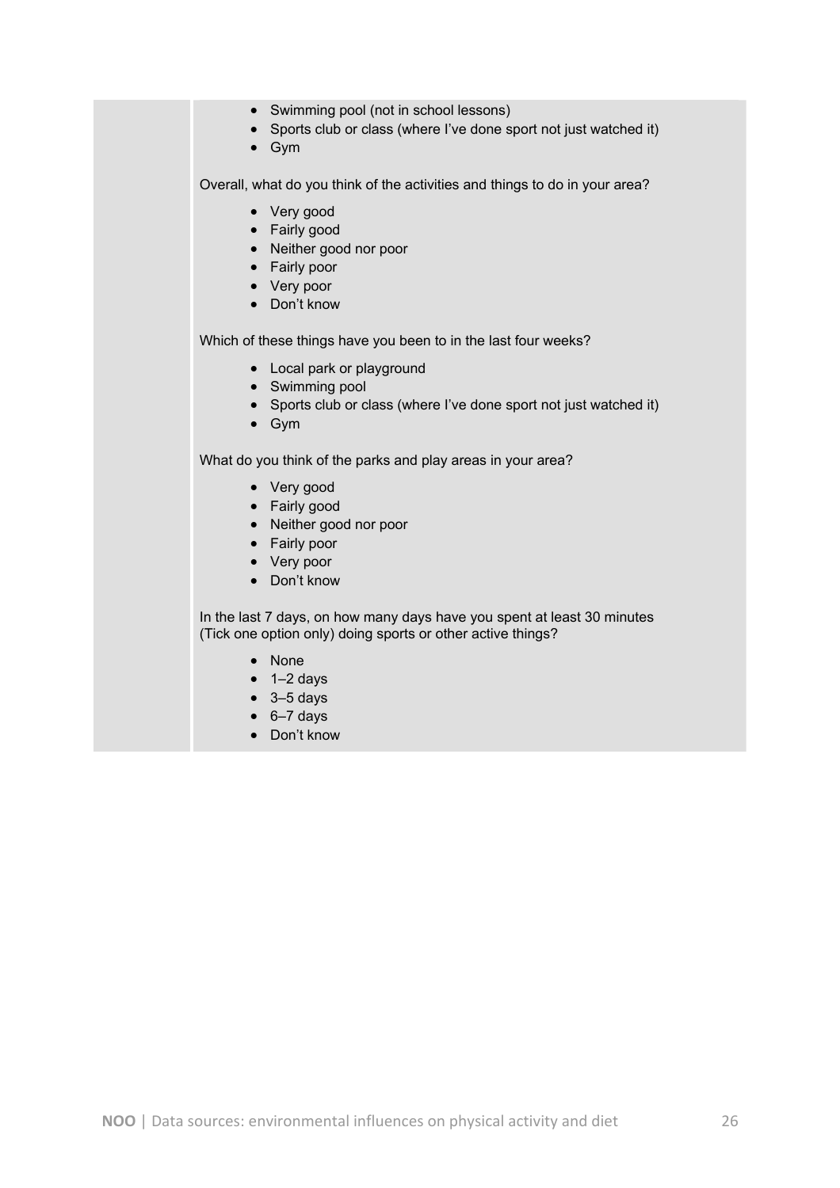- Swimming pool (not in school lessons)
- Sports club or class (where I've done sport not just watched it)
- Gym

Overall, what do you think of the activities and things to do in your area?

- Very good
- Fairly good
- Neither good nor poor
- Fairly poor
- Very poor
- Don't know

Which of these things have you been to in the last four weeks?

- Local park or playground
- Swimming pool
- Sports club or class (where I've done sport not just watched it)
- Gym

What do you think of the parks and play areas in your area?

- Very good
- Fairly good
- Neither good nor poor
- Fairly poor
- Very poor
- Don't know

In the last 7 days, on how many days have you spent at least 30 minutes (Tick one option only) doing sports or other active things?

- None
- 1–2 days
- 3–5 days
- 6–7 days
- Don't know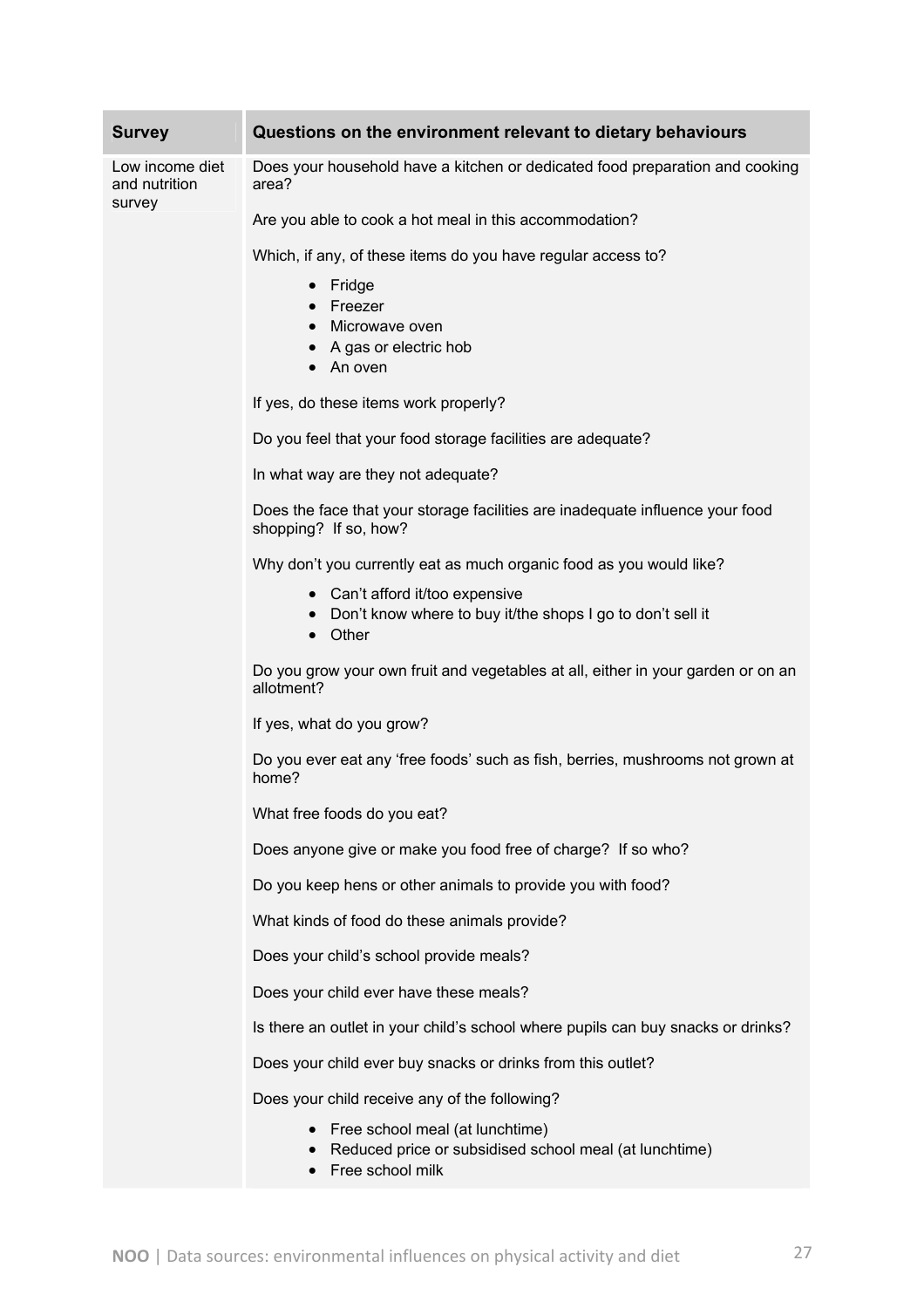| Survey | Questions on the environment relevant to dietary behaviours |
|---|---|
| Low income diet and nutrition survey | Does your household have a kitchen or dedicated food preparation and cooking area?<br><br>Are you able to cook a hot meal in this accommodation?<br><br>Which, if any, of these items do you have regular access to?<br>• Fridge<br>• Freezer<br>• Microwave oven<br>• A gas or electric hob<br>• An oven<br><br>If yes, do these items work properly?<br><br>Do you feel that your food storage facilities are adequate?<br><br>In what way are they not adequate?<br><br>Does the face that your storage facilities are inadequate influence your food shopping? If so, how?<br><br>Why don't you currently eat as much organic food as you would like?<br>• Can't afford it/too expensive<br>• Don't know where to buy it/the shops I go to don't sell it<br>• Other<br><br>Do you grow your own fruit and vegetables at all, either in your garden or on an allotment?<br><br>If yes, what do you grow?<br><br>Do you ever eat any 'free foods' such as fish, berries, mushrooms not grown at home?<br><br>What free foods do you eat?<br><br>Does anyone give or make you food free of charge? If so who?<br><br>Do you keep hens or other animals to provide you with food?<br><br>What kinds of food do these animals provide?<br><br>Does your child's school provide meals?<br><br>Does your child ever have these meals?<br><br>Is there an outlet in your child's school where pupils can buy snacks or drinks?<br><br>Does your child ever buy snacks or drinks from this outlet?<br><br>Does your child receive any of the following?<br>• Free school meal (at lunchtime)<br>• Reduced price or subsidised school meal (at lunchtime)<br>• Free school milk |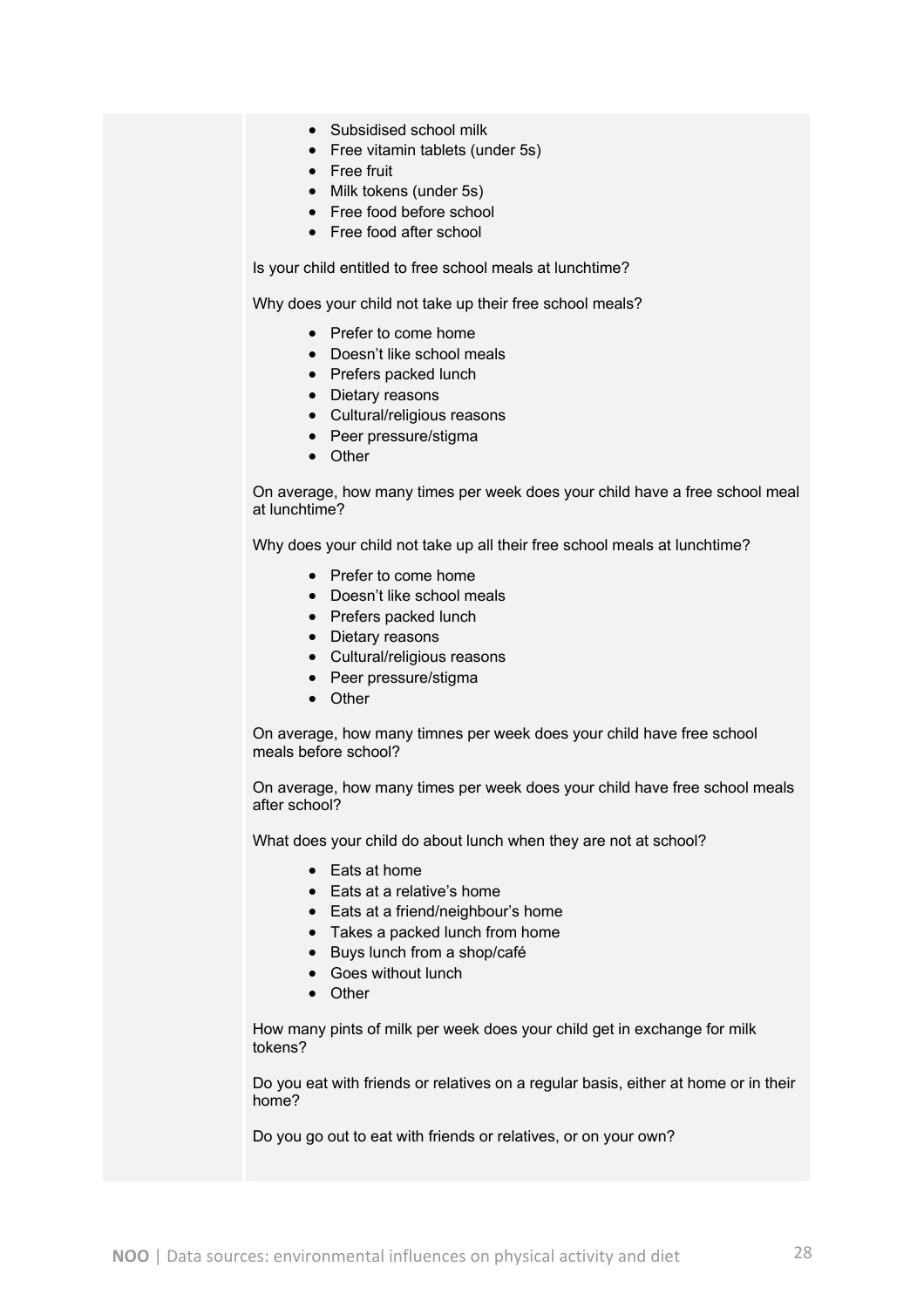- Subsidised school milk
- Free vitamin tablets (under 5s)
- Free fruit
- Milk tokens (under 5s)
- Free food before school
- Free food after school

Is your child entitled to free school meals at lunchtime?

Why does your child not take up their free school meals?

- Prefer to come home
- Doesn't like school meals
- Prefers packed lunch
- Dietary reasons
- Cultural/religious reasons
- Peer pressure/stigma
- Other

On average, how many times per week does your child have a free school meal at lunchtime?

Why does your child not take up all their free school meals at lunchtime?

- Prefer to come home
- Doesn't like school meals
- Prefers packed lunch
- Dietary reasons
- Cultural/religious reasons
- Peer pressure/stigma
- Other

On average, how many timnes per week does your child have free school meals before school?

On average, how many times per week does your child have free school meals after school?

What does your child do about lunch when they are not at school?

- Eats at home
- Eats at a relative's home
- Eats at a friend/neighbour's home
- Takes a packed lunch from home
- Buys lunch from a shop/café
- Goes without lunch
- Other

How many pints of milk per week does your child get in exchange for milk tokens?

Do you eat with friends or relatives on a regular basis, either at home or in their home?

Do you go out to eat with friends or relatives, or on your own?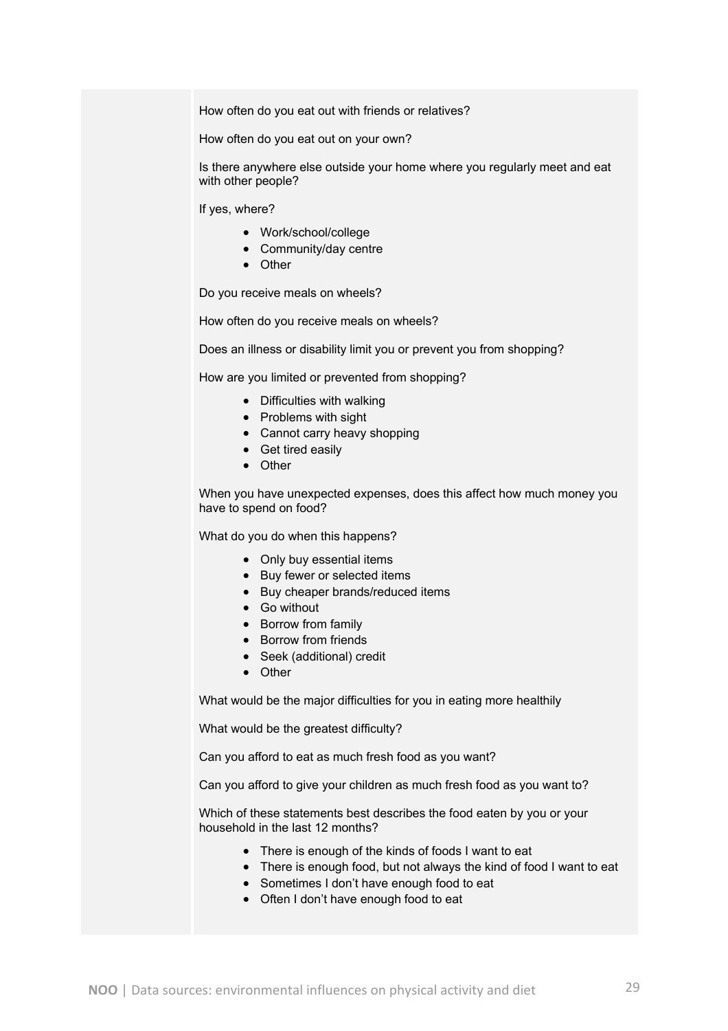How often do you eat out with friends or relatives?

How often do you eat out on your own?

Is there anywhere else outside your home where you regularly meet and eat with other people?

If yes, where?

- Work/school/college
- Community/day centre
- Other

Do you receive meals on wheels?

How often do you receive meals on wheels?

Does an illness or disability limit you or prevent you from shopping?

How are you limited or prevented from shopping?

- Difficulties with walking
- Problems with sight
- Cannot carry heavy shopping
- Get tired easily
- Other

When you have unexpected expenses, does this affect how much money you have to spend on food?

What do you do when this happens?

- Only buy essential items
- Buy fewer or selected items
- Buy cheaper brands/reduced items
- Go without
- Borrow from family
- Borrow from friends
- Seek (additional) credit
- Other

What would be the major difficulties for you in eating more healthily

What would be the greatest difficulty?

Can you afford to eat as much fresh food as you want?

Can you afford to give your children as much fresh food as you want to?

Which of these statements best describes the food eaten by you or your household in the last 12 months?

- There is enough of the kinds of foods I want to eat
- There is enough food, but not always the kind of food I want to eat
- Sometimes I don't have enough food to eat
- Often I don't have enough food to eat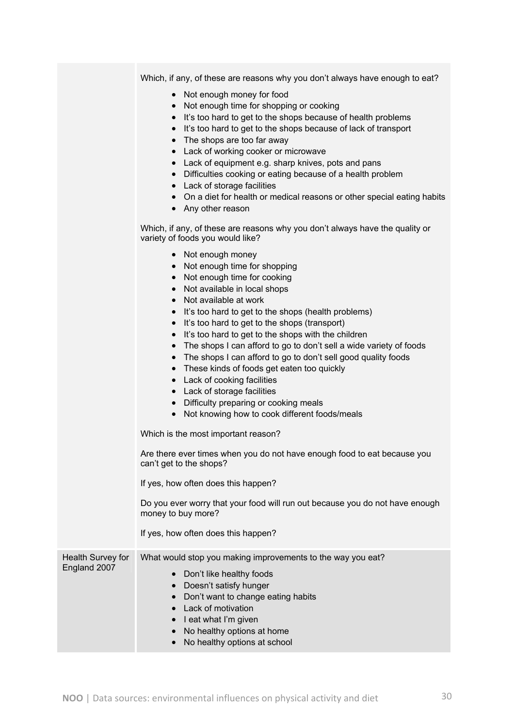| | |
|---|---|
| | Which, if any, of these are reasons why you don't always have enough to eat?<br><br>• Not enough money for food<br>• Not enough time for shopping or cooking<br>• It's too hard to get to the shops because of health problems<br>• It's too hard to get to the shops because of lack of transport<br>• The shops are too far away<br>• Lack of working cooker or microwave<br>• Lack of equipment e.g. sharp knives, pots and pans<br>• Difficulties cooking or eating because of a health problem<br>• Lack of storage facilities<br>• On a diet for health or medical reasons or other special eating habits<br>• Any other reason<br><br>Which, if any, of these are reasons why you don't always have the quality or variety of foods you would like?<br><br>• Not enough money<br>• Not enough time for shopping<br>• Not enough time for cooking<br>• Not available in local shops<br>• Not available at work<br>• It's too hard to get to the shops (health problems)<br>• It's too hard to get to the shops (transport)<br>• It's too hard to get to the shops with the children<br>• The shops I can afford to go to don't sell a wide variety of foods<br>• The shops I can afford to go to don't sell good quality foods<br>• These kinds of foods get eaten too quickly<br>• Lack of cooking facilities<br>• Lack of storage facilities<br>• Difficulty preparing or cooking meals<br>• Not knowing how to cook different foods/meals<br><br>Which is the most important reason?<br><br>Are there ever times when you do not have enough food to eat because you can't get to the shops?<br><br>If yes, how often does this happen?<br><br>Do you ever worry that your food will run out because you do not have enough money to buy more?<br><br>If yes, how often does this happen? |
| Health Survey for England 2007 | What would stop you making improvements to the way you eat?<br><br>• Don't like healthy foods<br>• Doesn't satisfy hunger<br>• Don't want to change eating habits<br>• Lack of motivation<br>• I eat what I'm given<br>• No healthy options at home<br>• No healthy options at school |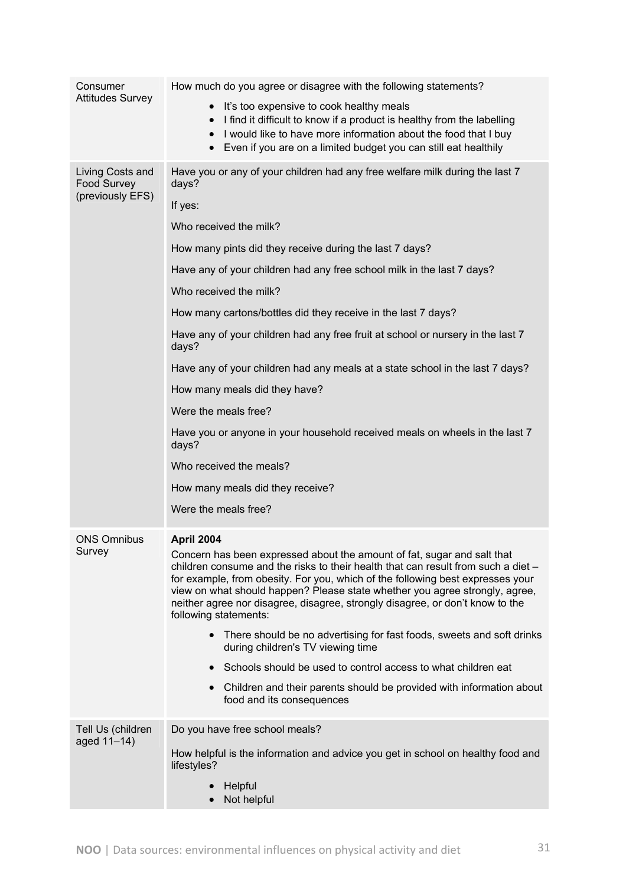| | |
|---|---|
| Consumer Attitudes Survey | How much do you agree or disagree with the following statements?<br>• It's too expensive to cook healthy meals<br>• I find it difficult to know if a product is healthy from the labelling<br>• I would like to have more information about the food that I buy<br>• Even if you are on a limited budget you can still eat healthily |
| Living Costs and Food Survey (previously EFS) | Have you or any of your children had any free welfare milk during the last 7 days?<br>If yes:<br>Who received the milk?<br>How many pints did they receive during the last 7 days?<br>Have any of your children had any free school milk in the last 7 days?<br>Who received the milk?<br>How many cartons/bottles did they receive in the last 7 days?<br>Have any of your children had any free fruit at school or nursery in the last 7 days?<br>Have any of your children had any meals at a state school in the last 7 days?<br>How many meals did they have?<br>Were the meals free?<br>Have you or anyone in your household received meals on wheels in the last 7 days?<br>Who received the meals?<br>How many meals did they receive?<br>Were the meals free? |
| ONS Omnibus Survey | **April 2004**<br>Concern has been expressed about the amount of fat, sugar and salt that children consume and the risks to their health that can result from such a diet – for example, from obesity. For you, which of the following best expresses your view on what should happen? Please state whether you agree strongly, agree, neither agree nor disagree, disagree, strongly disagree, or don't know to the following statements:<br>• There should be no advertising for fast foods, sweets and soft drinks during children's TV viewing time<br>• Schools should be used to control access to what children eat<br>• Children and their parents should be provided with information about food and its consequences |
| Tell Us (children aged 11–14) | Do you have free school meals?<br>How helpful is the information and advice you get in school on healthy food and lifestyles?<br>• Helpful<br>• Not helpful |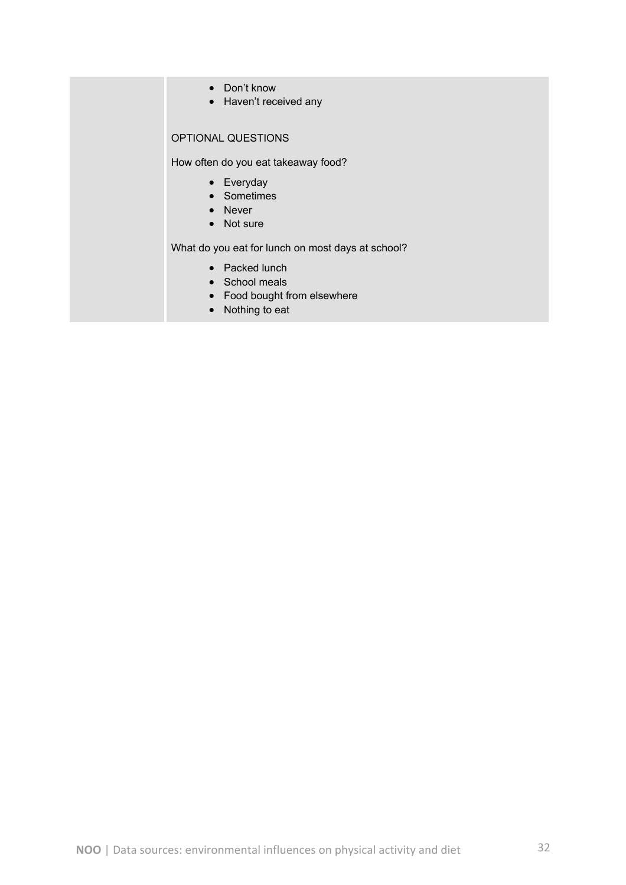| | • Don't know<br>• Haven't received any<br><br>OPTIONAL QUESTIONS<br><br>How often do you eat takeaway food?<br>• Everyday<br>• Sometimes<br>• Never<br>• Not sure<br><br>What do you eat for lunch on most days at school?<br>• Packed lunch<br>• School meals<br>• Food bought from elsewhere<br>• Nothing to eat |
|---|---|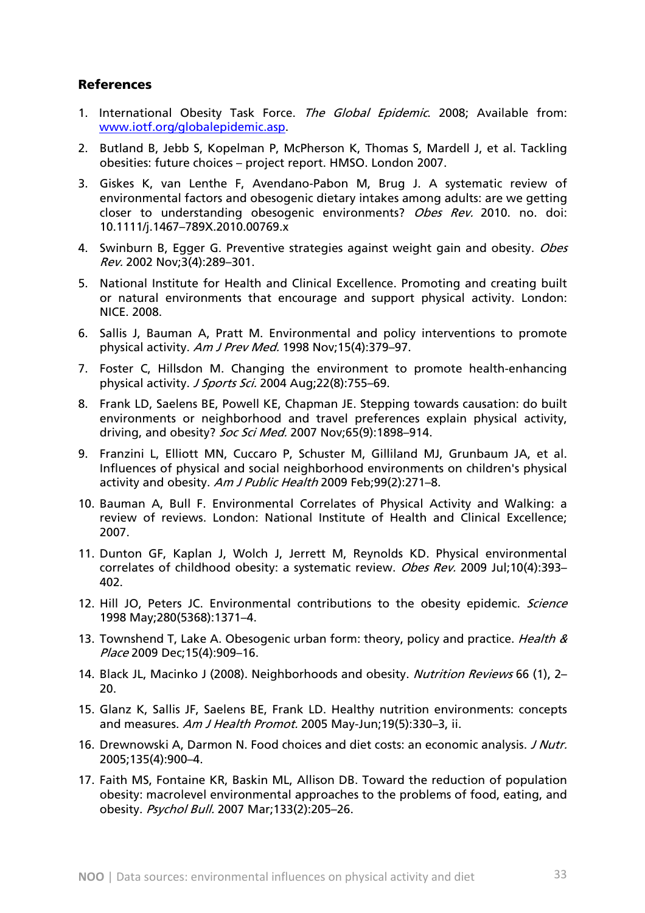## References

1. International Obesity Task Force. *The Global Epidemic*. 2008; Available from: www.iotf.org/globalepidemic.asp.
2. Butland B, Jebb S, Kopelman P, McPherson K, Thomas S, Mardell J, et al. Tackling obesities: future choices – project report. HMSO. London 2007.
3. Giskes K, van Lenthe F, Avendano-Pabon M, Brug J. A systematic review of environmental factors and obesogenic dietary intakes among adults: are we getting closer to understanding obesogenic environments? *Obes Rev.* 2010. no. doi: 10.1111/j.1467–789X.2010.00769.x
4. Swinburn B, Egger G. Preventive strategies against weight gain and obesity. *Obes Rev.* 2002 Nov;3(4):289–301.
5. National Institute for Health and Clinical Excellence. Promoting and creating built or natural environments that encourage and support physical activity. London: NICE. 2008.
6. Sallis J, Bauman A, Pratt M. Environmental and policy interventions to promote physical activity. *Am J Prev Med.* 1998 Nov;15(4):379–97.
7. Foster C, Hillsdon M. Changing the environment to promote health-enhancing physical activity. *J Sports Sci.* 2004 Aug;22(8):755–69.
8. Frank LD, Saelens BE, Powell KE, Chapman JE. Stepping towards causation: do built environments or neighborhood and travel preferences explain physical activity, driving, and obesity? *Soc Sci Med.* 2007 Nov;65(9):1898–914.
9. Franzini L, Elliott MN, Cuccaro P, Schuster M, Gilliland MJ, Grunbaum JA, et al. Influences of physical and social neighborhood environments on children's physical activity and obesity. *Am J Public Health* 2009 Feb;99(2):271–8.
10. Bauman A, Bull F. Environmental Correlates of Physical Activity and Walking: a review of reviews. London: National Institute of Health and Clinical Excellence; 2007.
11. Dunton GF, Kaplan J, Wolch J, Jerrett M, Reynolds KD. Physical environmental correlates of childhood obesity: a systematic review. *Obes Rev.* 2009 Jul;10(4):393–402.
12. Hill JO, Peters JC. Environmental contributions to the obesity epidemic. *Science* 1998 May;280(5368):1371–4.
13. Townshend T, Lake A. Obesogenic urban form: theory, policy and practice. *Health & Place* 2009 Dec;15(4):909–16.
14. Black JL, Macinko J (2008). Neighborhoods and obesity. *Nutrition Reviews* 66 (1), 2–20.
15. Glanz K, Sallis JF, Saelens BE, Frank LD. Healthy nutrition environments: concepts and measures. *Am J Health Promot.* 2005 May-Jun;19(5):330–3, ii.
16. Drewnowski A, Darmon N. Food choices and diet costs: an economic analysis. *J Nutr.* 2005;135(4):900–4.
17. Faith MS, Fontaine KR, Baskin ML, Allison DB. Toward the reduction of population obesity: macrolevel environmental approaches to the problems of food, eating, and obesity. *Psychol Bull.* 2007 Mar;133(2):205–26.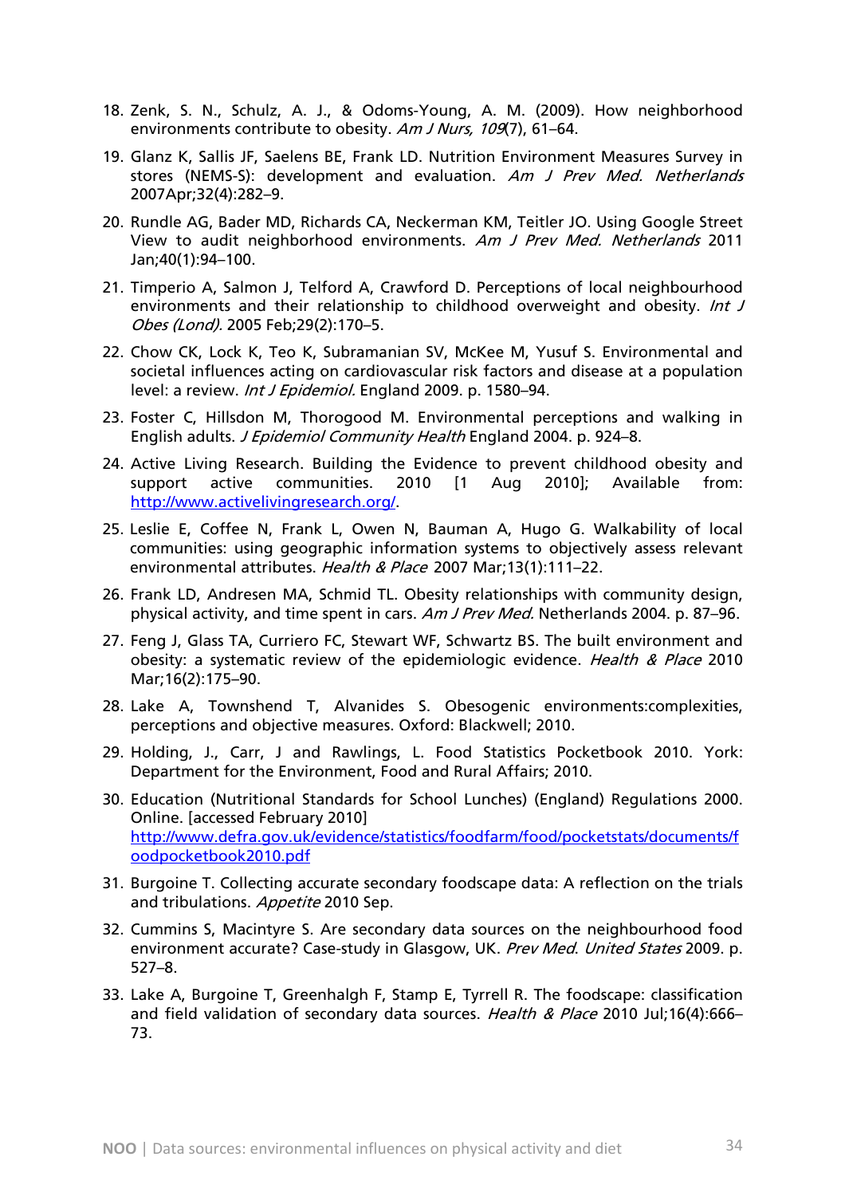18. Zenk, S. N., Schulz, A. J., & Odoms-Young, A. M. (2009). How neighborhood environments contribute to obesity. *Am J Nurs, 109*(7), 61–64.

19. Glanz K, Sallis JF, Saelens BE, Frank LD. Nutrition Environment Measures Survey in stores (NEMS-S): development and evaluation. *Am J Prev Med. Netherlands* 2007Apr;32(4):282–9.

20. Rundle AG, Bader MD, Richards CA, Neckerman KM, Teitler JO. Using Google Street View to audit neighborhood environments. *Am J Prev Med. Netherlands* 2011 Jan;40(1):94–100.

21. Timperio A, Salmon J, Telford A, Crawford D. Perceptions of local neighbourhood environments and their relationship to childhood overweight and obesity. *Int J Obes (Lond).* 2005 Feb;29(2):170–5.

22. Chow CK, Lock K, Teo K, Subramanian SV, McKee M, Yusuf S. Environmental and societal influences acting on cardiovascular risk factors and disease at a population level: a review. *Int J Epidemiol.* England 2009. p. 1580–94.

23. Foster C, Hillsdon M, Thorogood M. Environmental perceptions and walking in English adults. *J Epidemiol Community Health* England 2004. p. 924–8.

24. Active Living Research. Building the Evidence to prevent childhood obesity and support active communities. 2010 [1 Aug 2010]; Available from: http://www.activelivingresearch.org/.

25. Leslie E, Coffee N, Frank L, Owen N, Bauman A, Hugo G. Walkability of local communities: using geographic information systems to objectively assess relevant environmental attributes. *Health & Place* 2007 Mar;13(1):111–22.

26. Frank LD, Andresen MA, Schmid TL. Obesity relationships with community design, physical activity, and time spent in cars. *Am J Prev Med.* Netherlands 2004. p. 87–96.

27. Feng J, Glass TA, Curriero FC, Stewart WF, Schwartz BS. The built environment and obesity: a systematic review of the epidemiologic evidence. *Health & Place* 2010 Mar;16(2):175–90.

28. Lake A, Townshend T, Alvanides S. Obesogenic environments:complexities, perceptions and objective measures. Oxford: Blackwell; 2010.

29. Holding, J., Carr, J and Rawlings, L. Food Statistics Pocketbook 2010. York: Department for the Environment, Food and Rural Affairs; 2010.

30. Education (Nutritional Standards for School Lunches) (England) Regulations 2000. Online. [accessed February 2010] http://www.defra.gov.uk/evidence/statistics/foodfarm/food/pocketstats/documents/foodpocketbook2010.pdf

31. Burgoine T. Collecting accurate secondary foodscape data: A reflection on the trials and tribulations. *Appetite* 2010 Sep.

32. Cummins S, Macintyre S. Are secondary data sources on the neighbourhood food environment accurate? Case-study in Glasgow, UK. *Prev Med. United States* 2009. p. 527–8.

33. Lake A, Burgoine T, Greenhalgh F, Stamp E, Tyrrell R. The foodscape: classification and field validation of secondary data sources. *Health & Place* 2010 Jul;16(4):666–73.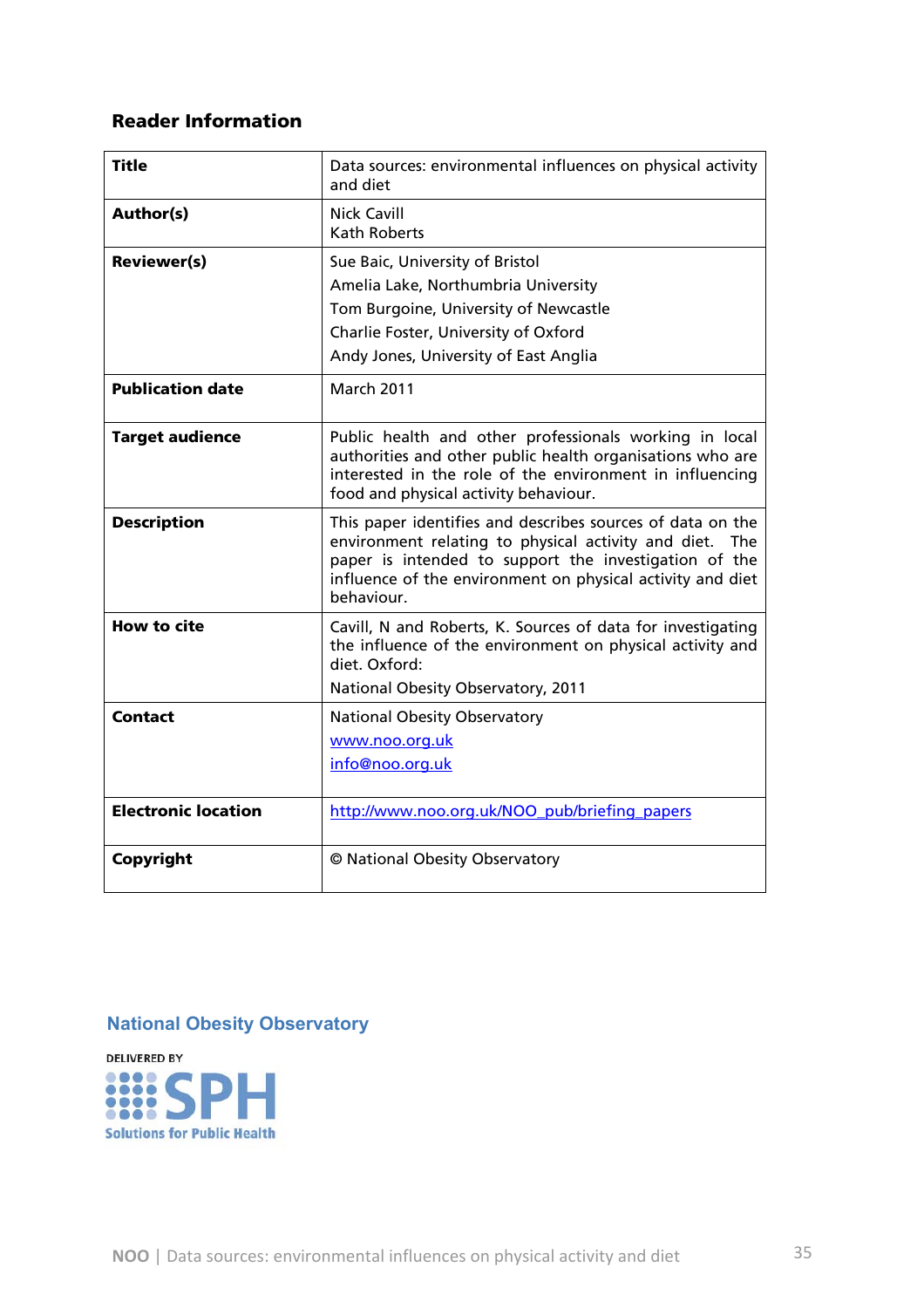## Reader Information

| | |
|---|---|
| **Title** | Data sources: environmental influences on physical activity and diet |
| **Author(s)** | Nick Cavill<br>Kath Roberts |
| **Reviewer(s)** | Sue Baic, University of Bristol<br>Amelia Lake, Northumbria University<br>Tom Burgoine, University of Newcastle<br>Charlie Foster, University of Oxford<br>Andy Jones, University of East Anglia |
| **Publication date** | March 2011 |
| **Target audience** | Public health and other professionals working in local authorities and other public health organisations who are interested in the role of the environment in influencing food and physical activity behaviour. |
| **Description** | This paper identifies and describes sources of data on the environment relating to physical activity and diet. The paper is intended to support the investigation of the influence of the environment on physical activity and diet behaviour. |
| **How to cite** | Cavill, N and Roberts, K. Sources of data for investigating the influence of the environment on physical activity and diet. Oxford:<br>National Obesity Observatory, 2011 |
| **Contact** | National Obesity Observatory<br>www.noo.org.uk<br>info@noo.org.uk |
| **Electronic location** | http://www.noo.org.uk/NOO_pub/briefing_papers |
| **Copyright** | © National Obesity Observatory |

**National Obesity Observatory**

DELIVERED BY

SPH

Solutions for Public Health